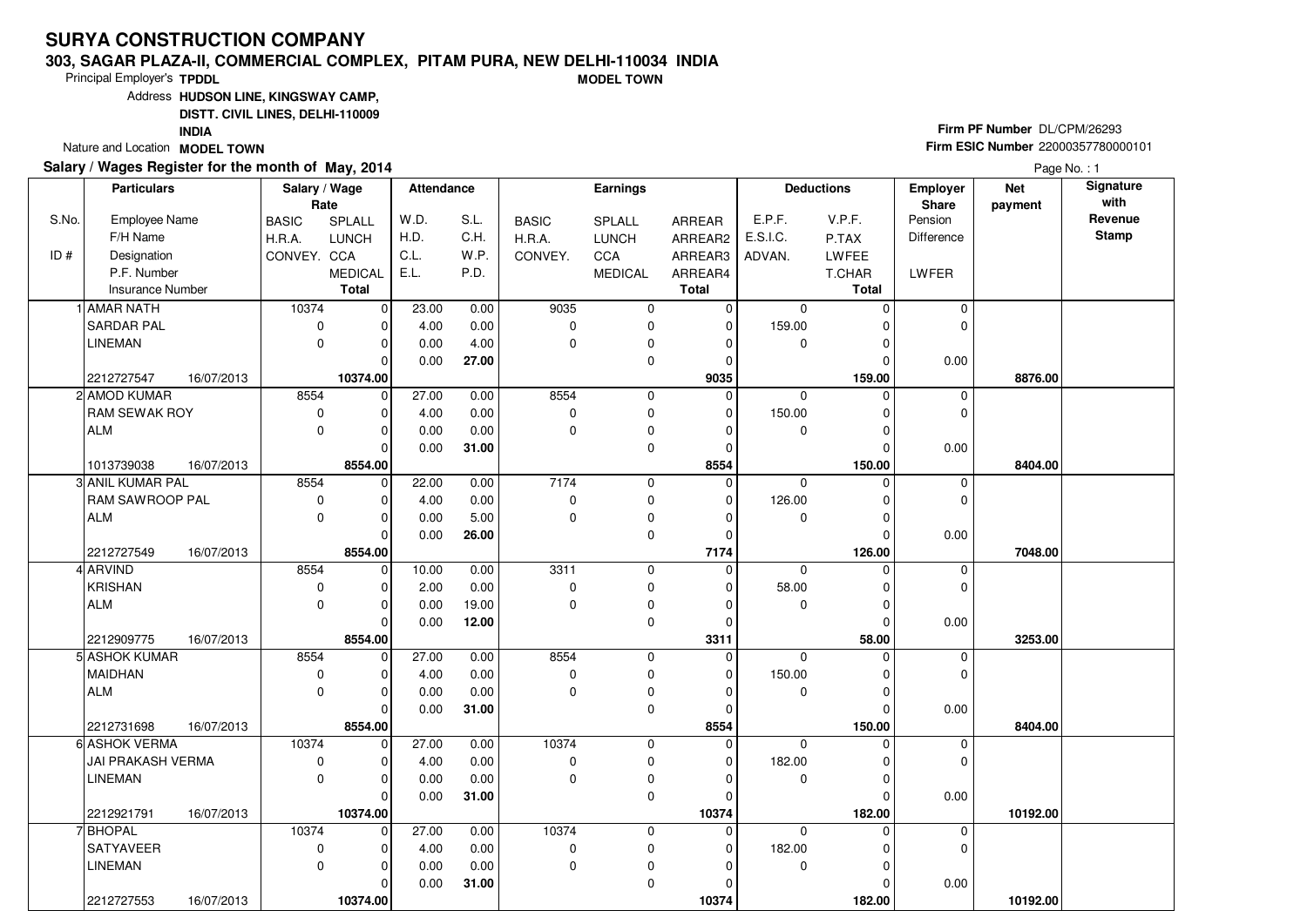# SURYA CONSTRUCTION COMPANY

**303, SAGAR PLAZA-II, COMMERCIAL COMPLEX, PITAM PURA, NEW DELHI-110034 INDIA**

Principal Employer's **TPDDL** **MODEL TOWN**

Address **HUDSON LINE, KINGSWAY CAMP, DISTT. CIVIL LINES, DELHI-110009 INDIA**

Nature and Location **MODEL TOWN**

**Firm PF Number** DL/CPM/26293
**Firm ESIC Number** 22000357780000101

**Salary / Wages Register for the month of May, 2014**

Page No. : 1

| S.No. / ID # | Employee Name / F/H Name / Designation / P.F. Number / Insurance Number | Salary / Wage Rate: BASIC / H.R.A. / CONVEY. | SPLALL / LUNCH / CCA / MEDICAL / Total | W.D. / H.D. / C.L. / E.L. | S.L. / C.H. / W.P. / P.D. | Earnings: BASIC / H.R.A. / CONVEY. | SPLALL / LUNCH / CCA / MEDICAL | ARREAR / ARREAR2 / ARREAR3 / ARREAR4 / Total | Deductions: E.P.F. / E.S.I.C. / ADVAN. | V.P.F. / P.TAX / LWFEE / T.CHAR / Total | Employer Share: Pension / Difference / LWFER | Net payment | Signature with Revenue Stamp |
|---|---|---|---|---|---|---|---|---|---|---|---|---|---|
| 1 | AMAR NATH / SARDAR PAL / LINEMAN / 2212727547 16/07/2013 | 10374 / 0 / 0 | 0 / 0 / 0 / 0 / **10374.00** | 23.00 / 4.00 / 0.00 / 0.00 | 0.00 / 0.00 / 4.00 / **27.00** | 9035 / 0 / 0 | 0 / 0 / 0 / 0 | 0 / 0 / 0 / 0 / **9035** | 0 / 159.00 / 0 | 0 / 0 / 0 / 0 / **159.00** | 0 / 0 / 0.00 | **8876.00** | |
| 2 | AMOD KUMAR / RAM SEWAK ROY / ALM / 1013739038 16/07/2013 | 8554 / 0 / 0 | 0 / 0 / 0 / 0 / **8554.00** | 27.00 / 4.00 / 0.00 / 0.00 | 0.00 / 0.00 / 0.00 / **31.00** | 8554 / 0 / 0 | 0 / 0 / 0 / 0 | 0 / 0 / 0 / 0 / **8554** | 0 / 150.00 / 0 | 0 / 0 / 0 / 0 / **150.00** | 0 / 0 / 0.00 | **8404.00** | |
| 3 | ANIL KUMAR PAL / RAM SAWROOP PAL / ALM / 2212727549 16/07/2013 | 8554 / 0 / 0 | 0 / 0 / 0 / 0 / **8554.00** | 22.00 / 4.00 / 0.00 / 0.00 | 0.00 / 0.00 / 5.00 / **26.00** | 7174 / 0 / 0 | 0 / 0 / 0 / 0 | 0 / 0 / 0 / 0 / **7174** | 0 / 126.00 / 0 | 0 / 0 / 0 / 0 / **126.00** | 0 / 0 / 0.00 | **7048.00** | |
| 4 | ARVIND / KRISHAN / ALM / 2212909775 16/07/2013 | 8554 / 0 / 0 | 0 / 0 / 0 / 0 / **8554.00** | 10.00 / 2.00 / 0.00 / 0.00 | 0.00 / 0.00 / 19.00 / **12.00** | 3311 / 0 / 0 | 0 / 0 / 0 / 0 | 0 / 0 / 0 / 0 / **3311** | 0 / 58.00 / 0 | 0 / 0 / 0 / 0 / **58.00** | 0 / 0 / 0.00 | **3253.00** | |
| 5 | ASHOK KUMAR / MAIDHAN / ALM / 2212731698 16/07/2013 | 8554 / 0 / 0 | 0 / 0 / 0 / 0 / **8554.00** | 27.00 / 4.00 / 0.00 / 0.00 | 0.00 / 0.00 / 0.00 / **31.00** | 8554 / 0 / 0 | 0 / 0 / 0 / 0 | 0 / 0 / 0 / 0 / **8554** | 0 / 150.00 / 0 | 0 / 0 / 0 / 0 / **150.00** | 0 / 0 / 0.00 | **8404.00** | |
| 6 | ASHOK VERMA / JAI PRAKASH VERMA / LINEMAN / 2212921791 16/07/2013 | 10374 / 0 / 0 | 0 / 0 / 0 / 0 / **10374.00** | 27.00 / 4.00 / 0.00 / 0.00 | 0.00 / 0.00 / 0.00 / **31.00** | 10374 / 0 / 0 | 0 / 0 / 0 / 0 | 0 / 0 / 0 / 0 / **10374** | 0 / 182.00 / 0 | 0 / 0 / 0 / 0 / **182.00** | 0 / 0 / 0.00 | **10192.00** | |
| 7 | BHOPAL / SATYAVEER / LINEMAN / 2212727553 16/07/2013 | 10374 / 0 / 0 | 0 / 0 / 0 / 0 / **10374.00** | 27.00 / 4.00 / 0.00 / 0.00 | 0.00 / 0.00 / 0.00 / **31.00** | 10374 / 0 / 0 | 0 / 0 / 0 / 0 | 0 / 0 / 0 / 0 / **10374** | 0 / 182.00 / 0 | 0 / 0 / 0 / 0 / **182.00** | 0 / 0 / 0.00 | **10192.00** | |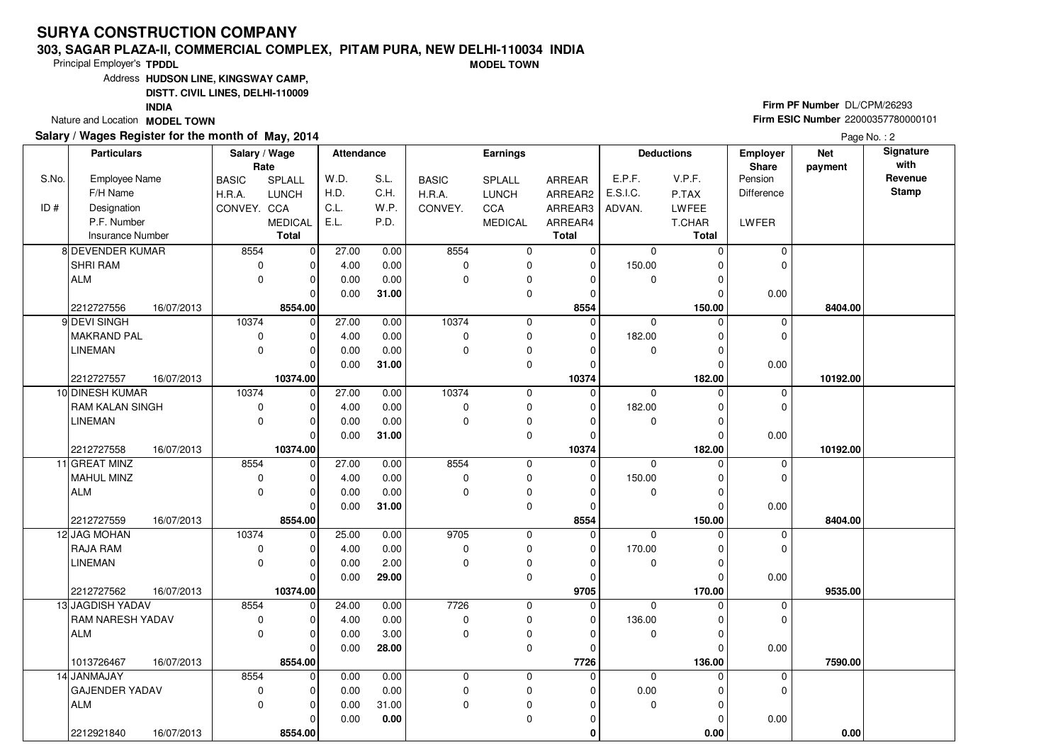# SURYA CONSTRUCTION COMPANY

**303, SAGAR PLAZA-II, COMMERCIAL COMPLEX, PITAM PURA, NEW DELHI-110034 INDIA**

**MODEL TOWN**

Principal Employer's **TPDDL**

Address **HUDSON LINE, KINGSWAY CAMP, DISTT. CIVIL LINES, DELHI-110009 INDIA**

Nature and Location **MODEL TOWN**

**Firm PF Number** DL/CPM/26293

**Firm ESIC Number** 22000357780000101

**Salary / Wages Register for the month of May, 2014**

Page No. : 2

| S.No. / ID # | Employee Name / F/H Name / Designation / P.F. Number / Insurance Number | | Salary / Wage Rate: BASIC / H.R.A. / CONVEY. | SPLALL / LUNCH / CCA / MEDICAL / Total | Attendance: W.D. / H.D. / C.L. / E.L. | S.L. / C.H. / W.P. / P.D. | Earnings: BASIC / H.R.A. / CONVEY. | SPLALL / LUNCH / CCA / MEDICAL | ARREAR / ARREAR2 / ARREAR3 / ARREAR4 / Total | Deductions: E.P.F. / E.S.I.C. / ADVAN. | V.P.F. / P.TAX / LWFEE / T.CHAR / Total | Employer Share: Pension / Difference / LWFER | Net payment | Signature with Revenue Stamp |
|---|---|---|---|---|---|---|---|---|---|---|---|---|---|---|
| 8 | DEVENDER KUMAR | | 8554 | 0 | 27.00 | 0.00 | 8554 | 0 | 0 | 0 | 0 | 0 | | |
| | SHRI RAM | | 0 | 0 | 4.00 | 0.00 | 0 | 0 | 0 | 150.00 | 0 | 0 | | |
| | ALM | | 0 | 0 | 0.00 | 0.00 | 0 | 0 | 0 | 0 | 0 | | | |
| | | | | 0 | 0.00 | **31.00** | | 0 | 0 | | 0 | 0.00 | | |
| | 2212727556 | 16/07/2013 | | **8554.00** | | | | | **8554** | | **150.00** | | **8404.00** | |
| 9 | DEVI SINGH | | 10374 | 0 | 27.00 | 0.00 | 10374 | 0 | 0 | 0 | 0 | 0 | | |
| | MAKRAND PAL | | 0 | 0 | 4.00 | 0.00 | 0 | 0 | 0 | 182.00 | 0 | 0 | | |
| | LINEMAN | | 0 | 0 | 0.00 | 0.00 | 0 | 0 | 0 | 0 | 0 | | | |
| | | | | 0 | 0.00 | **31.00** | | 0 | 0 | | 0 | 0.00 | | |
| | 2212727557 | 16/07/2013 | | **10374.00** | | | | | **10374** | | **182.00** | | **10192.00** | |
| 10 | DINESH KUMAR | | 10374 | 0 | 27.00 | 0.00 | 10374 | 0 | 0 | 0 | 0 | 0 | | |
| | RAM KALAN SINGH | | 0 | 0 | 4.00 | 0.00 | 0 | 0 | 0 | 182.00 | 0 | 0 | | |
| | LINEMAN | | 0 | 0 | 0.00 | 0.00 | 0 | 0 | 0 | 0 | 0 | | | |
| | | | | 0 | 0.00 | **31.00** | | 0 | 0 | | 0 | 0.00 | | |
| | 2212727558 | 16/07/2013 | | **10374.00** | | | | | **10374** | | **182.00** | | **10192.00** | |
| 11 | GREAT MINZ | | 8554 | 0 | 27.00 | 0.00 | 8554 | 0 | 0 | 0 | 0 | 0 | | |
| | MAHUL MINZ | | 0 | 0 | 4.00 | 0.00 | 0 | 0 | 0 | 150.00 | 0 | 0 | | |
| | ALM | | 0 | 0 | 0.00 | 0.00 | 0 | 0 | 0 | 0 | 0 | | | |
| | | | | 0 | 0.00 | **31.00** | | 0 | 0 | | 0 | 0.00 | | |
| | 2212727559 | 16/07/2013 | | **8554.00** | | | | | **8554** | | **150.00** | | **8404.00** | |
| 12 | JAG MOHAN | | 10374 | 0 | 25.00 | 0.00 | 9705 | 0 | 0 | 0 | 0 | 0 | | |
| | RAJA RAM | | 0 | 0 | 4.00 | 0.00 | 0 | 0 | 0 | 170.00 | 0 | 0 | | |
| | LINEMAN | | 0 | 0 | 0.00 | 2.00 | 0 | 0 | 0 | 0 | 0 | | | |
| | | | | 0 | 0.00 | **29.00** | | 0 | 0 | | 0 | 0.00 | | |
| | 2212727562 | 16/07/2013 | | **10374.00** | | | | | **9705** | | **170.00** | | **9535.00** | |
| 13 | JAGDISH YADAV | | 8554 | 0 | 24.00 | 0.00 | 7726 | 0 | 0 | 0 | 0 | 0 | | |
| | RAM NARESH YADAV | | 0 | 0 | 4.00 | 0.00 | 0 | 0 | 0 | 136.00 | 0 | 0 | | |
| | ALM | | 0 | 0 | 0.00 | 3.00 | 0 | 0 | 0 | 0 | 0 | | | |
| | | | | 0 | 0.00 | **28.00** | | 0 | 0 | | 0 | 0.00 | | |
| | 1013726467 | 16/07/2013 | | **8554.00** | | | | | **7726** | | **136.00** | | **7590.00** | |
| 14 | JANMAJAY | | 8554 | 0 | 0.00 | 0.00 | 0 | 0 | 0 | 0 | 0 | 0 | | |
| | GAJENDER YADAV | | 0 | 0 | 0.00 | 0.00 | 0 | 0 | 0 | 0.00 | 0 | 0 | | |
| | ALM | | 0 | 0 | 0.00 | 31.00 | 0 | 0 | 0 | 0 | 0 | | | |
| | | | | 0 | 0.00 | **0.00** | | 0 | 0 | | 0 | 0.00 | | |
| | 2212921840 | 16/07/2013 | | **8554.00** | | | | | **0** | | **0.00** | | **0.00** | |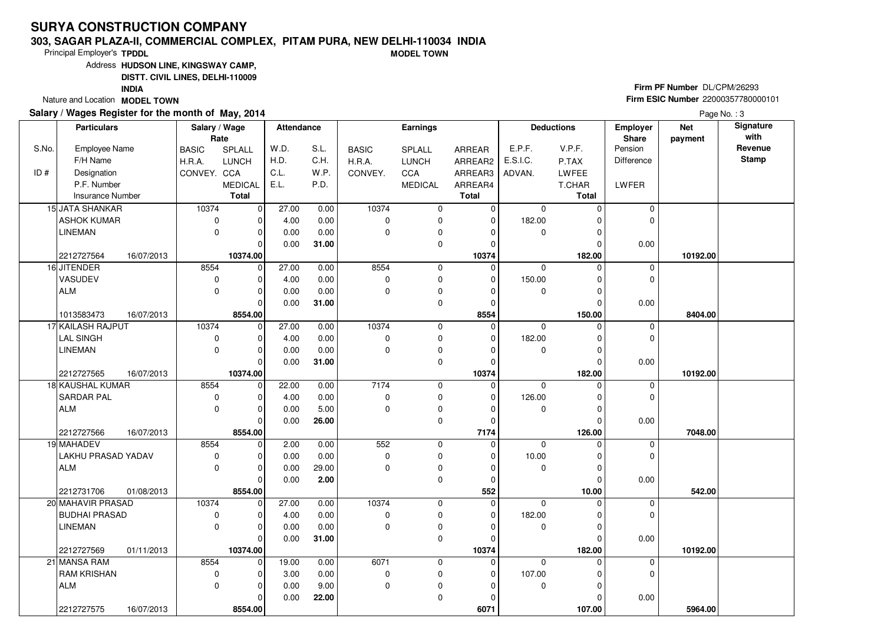# SURYA CONSTRUCTION COMPANY

**303, SAGAR PLAZA-II, COMMERCIAL COMPLEX, PITAM PURA, NEW DELHI-110034 INDIA**

**MODEL TOWN**

Principal Employer's **TPDDL**

Address **HUDSON LINE, KINGSWAY CAMP, DISTT. CIVIL LINES, DELHI-110009 INDIA**

Nature and Location **MODEL TOWN**

**Firm PF Number** DL/CPM/26293

**Firm ESIC Number** 22000357780000101

**Salary / Wages Register for the month of May, 2014**

| S.No. / ID # | Employee Name / F/H Name / Designation / P.F. Number / Insurance Number | | Salary / Wage Rate: BASIC / H.R.A. / CONVEY. | SPLALL / LUNCH / CCA / MEDICAL / Total | Attendance: W.D. / H.D. / C.L. / E.L. | S.L. / C.H. / W.P. / P.D. | Earnings: BASIC / H.R.A. / CONVEY. | SPLALL / LUNCH / CCA / MEDICAL | ARREAR / ARREAR2 / ARREAR3 / ARREAR4 / Total | Deductions: E.P.F. / E.S.I.C. / ADVAN. | V.P.F. / P.TAX / LWFEE / T.CHAR / Total | Employer Share: Pension / Difference / LWFER | Net payment | Signature with Revenue Stamp |
|---|---|---|---|---|---|---|---|---|---|---|---|---|---|---|
| 15 | JATA SHANKAR | | 10374 | 0 | 27.00 | 0.00 | 10374 | 0 | 0 | 0 | 0 | 0 | | |
| | ASHOK KUMAR | | 0 | 0 | 4.00 | 0.00 | 0 | 0 | 0 | 182.00 | 0 | 0 | | |
| | LINEMAN | | 0 | 0 | 0.00 | 0.00 | 0 | 0 | 0 | 0 | 0 | | | |
| | | | | 0 | 0.00 | **31.00** | | 0 | 0 | | 0 | 0.00 | | |
| | 2212727564 | 16/07/2013 | | **10374.00** | | | | | **10374** | | **182.00** | | **10192.00** | |
| 16 | JITENDER | | 8554 | 0 | 27.00 | 0.00 | 8554 | 0 | 0 | 0 | 0 | 0 | | |
| | VASUDEV | | 0 | 0 | 4.00 | 0.00 | 0 | 0 | 0 | 150.00 | 0 | 0 | | |
| | ALM | | 0 | 0 | 0.00 | 0.00 | 0 | 0 | 0 | 0 | 0 | | | |
| | | | | 0 | 0.00 | **31.00** | | 0 | 0 | | 0 | 0.00 | | |
| | 1013583473 | 16/07/2013 | | **8554.00** | | | | | **8554** | | **150.00** | | **8404.00** | |
| 17 | KAILASH RAJPUT | | 10374 | 0 | 27.00 | 0.00 | 10374 | 0 | 0 | 0 | 0 | 0 | | |
| | LAL SINGH | | 0 | 0 | 4.00 | 0.00 | 0 | 0 | 0 | 182.00 | 0 | 0 | | |
| | LINEMAN | | 0 | 0 | 0.00 | 0.00 | 0 | 0 | 0 | 0 | 0 | | | |
| | | | | 0 | 0.00 | **31.00** | | 0 | 0 | | 0 | 0.00 | | |
| | 2212727565 | 16/07/2013 | | **10374.00** | | | | | **10374** | | **182.00** | | **10192.00** | |
| 18 | KAUSHAL KUMAR | | 8554 | 0 | 22.00 | 0.00 | 7174 | 0 | 0 | 0 | 0 | 0 | | |
| | SARDAR PAL | | 0 | 0 | 4.00 | 0.00 | 0 | 0 | 0 | 126.00 | 0 | 0 | | |
| | ALM | | 0 | 0 | 0.00 | 5.00 | 0 | 0 | 0 | 0 | 0 | | | |
| | | | | 0 | 0.00 | **26.00** | | 0 | 0 | | 0 | 0.00 | | |
| | 2212727566 | 16/07/2013 | | **8554.00** | | | | | **7174** | | **126.00** | | **7048.00** | |
| 19 | MAHADEV | | 8554 | 0 | 2.00 | 0.00 | 552 | 0 | 0 | 0 | 0 | 0 | | |
| | LAKHU PRASAD YADAV | | 0 | 0 | 0.00 | 0.00 | 0 | 0 | 0 | 10.00 | 0 | 0 | | |
| | ALM | | 0 | 0 | 0.00 | 29.00 | 0 | 0 | 0 | 0 | 0 | | | |
| | | | | 0 | 0.00 | **2.00** | | 0 | 0 | | 0 | 0.00 | | |
| | 2212731706 | 01/08/2013 | | **8554.00** | | | | | **552** | | **10.00** | | **542.00** | |
| 20 | MAHAVIR PRASAD | | 10374 | 0 | 27.00 | 0.00 | 10374 | 0 | 0 | 0 | 0 | 0 | | |
| | BUDHAI PRASAD | | 0 | 0 | 4.00 | 0.00 | 0 | 0 | 0 | 182.00 | 0 | 0 | | |
| | LINEMAN | | 0 | 0 | 0.00 | 0.00 | 0 | 0 | 0 | 0 | 0 | | | |
| | | | | 0 | 0.00 | **31.00** | | 0 | 0 | | 0 | 0.00 | | |
| | 2212727569 | 01/11/2013 | | **10374.00** | | | | | **10374** | | **182.00** | | **10192.00** | |
| 21 | MANSA RAM | | 8554 | 0 | 19.00 | 0.00 | 6071 | 0 | 0 | 0 | 0 | 0 | | |
| | RAM KRISHAN | | 0 | 0 | 3.00 | 0.00 | 0 | 0 | 0 | 107.00 | 0 | 0 | | |
| | ALM | | 0 | 0 | 0.00 | 9.00 | 0 | 0 | 0 | 0 | 0 | | | |
| | | | | 0 | 0.00 | **22.00** | | 0 | 0 | | 0 | 0.00 | | |
| | 2212727575 | 16/07/2013 | | **8554.00** | | | | | **6071** | | **107.00** | | **5964.00** | |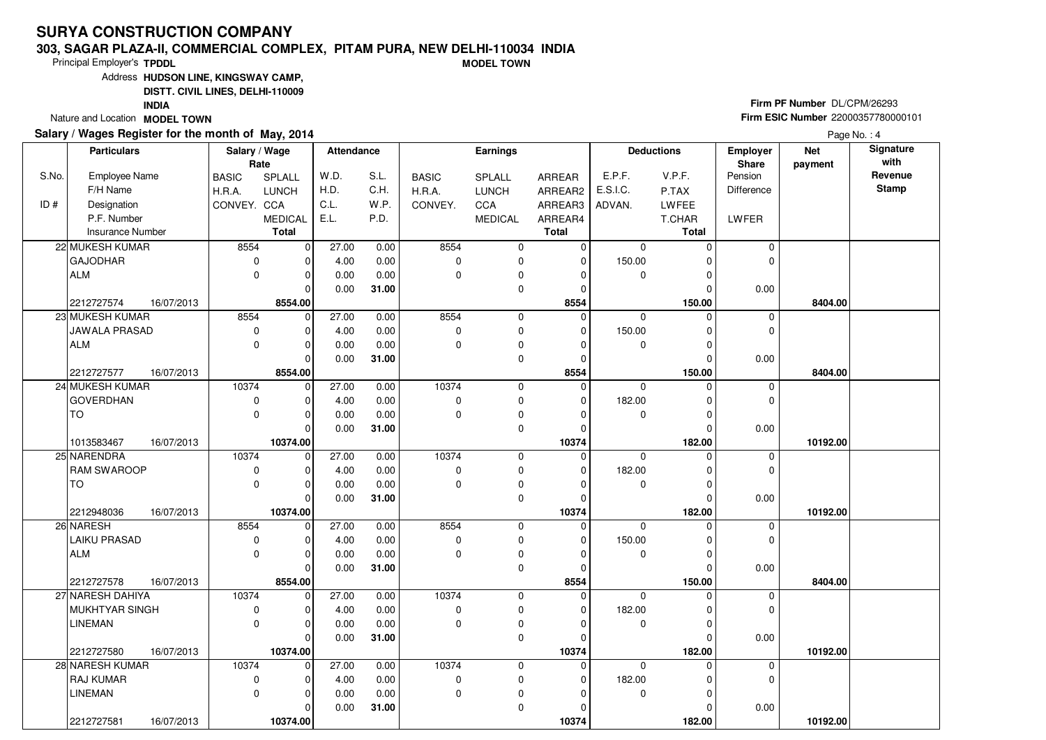# SURYA CONSTRUCTION COMPANY

**303, SAGAR PLAZA-II, COMMERCIAL COMPLEX, PITAM PURA, NEW DELHI-110034 INDIA**

**MODEL TOWN**

Principal Employer's **TPDDL**

Address **HUDSON LINE, KINGSWAY CAMP, DISTT. CIVIL LINES, DELHI-110009 INDIA**

Nature and Location **MODEL TOWN**

**Firm PF Number** DL/CPM/26293

**Firm ESIC Number** 22000357780000101

**Salary / Wages Register for the month of May, 2014**

| S.No. / ID # | Particulars: Employee Name / F/H Name / Designation / P.F. Number / Insurance Number | | Salary / Wage Rate: BASIC / H.R.A. / CONVEY. | Salary / Wage Rate: SPLALL / LUNCH / CCA / MEDICAL / Total | Attendance: W.D. / H.D. / C.L. / E.L. | Attendance: S.L. / C.H. / W.P. / P.D. | Earnings: BASIC / H.R.A. / CONVEY. | Earnings: SPLALL / LUNCH / CCA / MEDICAL | Earnings: ARREAR / ARREAR2 / ARREAR3 / ARREAR4 / Total | Deductions: E.P.F. / E.S.I.C. / ADVAN. | Deductions: V.P.F. / P.TAX / LWFEE / T.CHAR / Total | Employer Share: Pension / Difference / LWFER | Net payment | Signature with Revenue Stamp |
|---|---|---|---|---|---|---|---|---|---|---|---|---|---|---|
| 22 | MUKESH KUMAR | | 8554 | 0 | 27.00 | 0.00 | 8554 | 0 | 0 | 0 | 0 | 0 | | |
| | GAJODHAR | | 0 | 0 | 4.00 | 0.00 | 0 | 0 | 0 | 150.00 | 0 | 0 | | |
| | ALM | | 0 | 0 | 0.00 | 0.00 | 0 | 0 | 0 | 0 | 0 | | | |
| | | | | 0 | 0.00 | **31.00** | | 0 | 0 | | 0 | 0.00 | | |
| | 2212727574 | 16/07/2013 | | **8554.00** | | | | | **8554** | | **150.00** | | **8404.00** | |
| 23 | MUKESH KUMAR | | 8554 | 0 | 27.00 | 0.00 | 8554 | 0 | 0 | 0 | 0 | 0 | | |
| | JAWALA PRASAD | | 0 | 0 | 4.00 | 0.00 | 0 | 0 | 0 | 150.00 | 0 | 0 | | |
| | ALM | | 0 | 0 | 0.00 | 0.00 | 0 | 0 | 0 | 0 | 0 | | | |
| | | | | 0 | 0.00 | **31.00** | | 0 | 0 | | 0 | 0.00 | | |
| | 2212727577 | 16/07/2013 | | **8554.00** | | | | | **8554** | | **150.00** | | **8404.00** | |
| 24 | MUKESH KUMAR | | 10374 | 0 | 27.00 | 0.00 | 10374 | 0 | 0 | 0 | 0 | 0 | | |
| | GOVERDHAN | | 0 | 0 | 4.00 | 0.00 | 0 | 0 | 0 | 182.00 | 0 | 0 | | |
| | TO | | 0 | 0 | 0.00 | 0.00 | 0 | 0 | 0 | 0 | 0 | | | |
| | | | | 0 | 0.00 | **31.00** | | 0 | 0 | | 0 | 0.00 | | |
| | 1013583467 | 16/07/2013 | | **10374.00** | | | | | **10374** | | **182.00** | | **10192.00** | |
| 25 | NARENDRA | | 10374 | 0 | 27.00 | 0.00 | 10374 | 0 | 0 | 0 | 0 | 0 | | |
| | RAM SWAROOP | | 0 | 0 | 4.00 | 0.00 | 0 | 0 | 0 | 182.00 | 0 | 0 | | |
| | TO | | 0 | 0 | 0.00 | 0.00 | 0 | 0 | 0 | 0 | 0 | | | |
| | | | | 0 | 0.00 | **31.00** | | 0 | 0 | | 0 | 0.00 | | |
| | 2212948036 | 16/07/2013 | | **10374.00** | | | | | **10374** | | **182.00** | | **10192.00** | |
| 26 | NARESH | | 8554 | 0 | 27.00 | 0.00 | 8554 | 0 | 0 | 0 | 0 | 0 | | |
| | LAIKU PRASAD | | 0 | 0 | 4.00 | 0.00 | 0 | 0 | 0 | 150.00 | 0 | 0 | | |
| | ALM | | 0 | 0 | 0.00 | 0.00 | 0 | 0 | 0 | 0 | 0 | | | |
| | | | | 0 | 0.00 | **31.00** | | 0 | 0 | | 0 | 0.00 | | |
| | 2212727578 | 16/07/2013 | | **8554.00** | | | | | **8554** | | **150.00** | | **8404.00** | |
| 27 | NARESH DAHIYA | | 10374 | 0 | 27.00 | 0.00 | 10374 | 0 | 0 | 0 | 0 | 0 | | |
| | MUKHTYAR SINGH | | 0 | 0 | 4.00 | 0.00 | 0 | 0 | 0 | 182.00 | 0 | 0 | | |
| | LINEMAN | | 0 | 0 | 0.00 | 0.00 | 0 | 0 | 0 | 0 | 0 | | | |
| | | | | 0 | 0.00 | **31.00** | | 0 | 0 | | 0 | 0.00 | | |
| | 2212727580 | 16/07/2013 | | **10374.00** | | | | | **10374** | | **182.00** | | **10192.00** | |
| 28 | NARESH KUMAR | | 10374 | 0 | 27.00 | 0.00 | 10374 | 0 | 0 | 0 | 0 | 0 | | |
| | RAJ KUMAR | | 0 | 0 | 4.00 | 0.00 | 0 | 0 | 0 | 182.00 | 0 | 0 | | |
| | LINEMAN | | 0 | 0 | 0.00 | 0.00 | 0 | 0 | 0 | 0 | 0 | | | |
| | | | | 0 | 0.00 | **31.00** | | 0 | 0 | | 0 | 0.00 | | |
| | 2212727581 | 16/07/2013 | | **10374.00** | | | | | **10374** | | **182.00** | | **10192.00** | |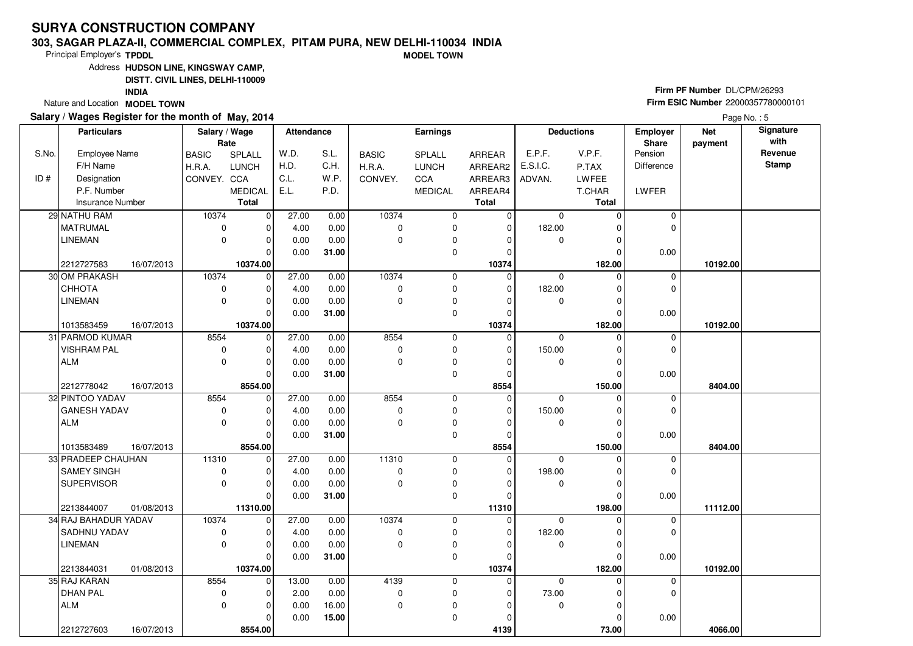# SURYA CONSTRUCTION COMPANY

**303, SAGAR PLAZA-II, COMMERCIAL COMPLEX, PITAM PURA, NEW DELHI-110034 INDIA**

**MODEL TOWN**

Principal Employer's **TPDDL**

Address **HUDSON LINE, KINGSWAY CAMP, DISTT. CIVIL LINES, DELHI-110009 INDIA**

Nature and Location **MODEL TOWN**

**Firm PF Number** DL/CPM/26293

**Firm ESIC Number** 22000357780000101

**Salary / Wages Register for the month of May, 2014**

| S.No. / ID # | Employee Name / F/H Name / Designation / P.F. Number / Insurance Number | Rate: BASIC / H.R.A. / CONVEY. | Rate: SPLALL / LUNCH / CCA / MEDICAL / Total | Attendance: W.D. / H.D. / C.L. / E.L. | Attendance: S.L. / C.H. / W.P. / P.D. | Earnings: BASIC / H.R.A. / CONVEY. | Earnings: SPLALL / LUNCH / CCA / MEDICAL | Earnings: ARREAR / ARREAR2 / ARREAR3 / ARREAR4 / Total | Deductions: E.P.F. / E.S.I.C. / ADVAN. | Deductions: V.P.F. / P.TAX / LWFEE / T.CHAR / Total | Employer Share: Pension / Difference / LWFER | Net payment | Signature with Revenue Stamp |
|---|---|---|---|---|---|---|---|---|---|---|---|---|---|
| 29 | NATHU RAM / MATRUMAL / LINEMAN / 2212727583 16/07/2013 | 10374 / 0 / 0 | 0 / 0 / 0 / 0 / 10374.00 | 27.00 / 4.00 / 0.00 / 0.00 | 0.00 / 0.00 / 0.00 / **31.00** | 10374 / 0 / 0 | 0 / 0 / 0 / 0 | 0 / 0 / 0 / 0 / 10374 | 0 / 182.00 / 0 | 0 / 0 / 0 / 0 / 182.00 | 0 / 0 / 0.00 | 10192.00 | |
| 30 | OM PRAKASH / CHHOTA / LINEMAN / 1013583459 16/07/2013 | 10374 / 0 / 0 | 0 / 0 / 0 / 0 / 10374.00 | 27.00 / 4.00 / 0.00 / 0.00 | 0.00 / 0.00 / 0.00 / **31.00** | 10374 / 0 / 0 | 0 / 0 / 0 / 0 | 0 / 0 / 0 / 0 / 10374 | 0 / 182.00 / 0 | 0 / 0 / 0 / 0 / 182.00 | 0 / 0 / 0.00 | 10192.00 | |
| 31 | PARMOD KUMAR / VISHRAM PAL / ALM / 2212778042 16/07/2013 | 8554 / 0 / 0 | 0 / 0 / 0 / 0 / 8554.00 | 27.00 / 4.00 / 0.00 / 0.00 | 0.00 / 0.00 / 0.00 / **31.00** | 8554 / 0 / 0 | 0 / 0 / 0 / 0 | 0 / 0 / 0 / 0 / 8554 | 0 / 150.00 / 0 | 0 / 0 / 0 / 0 / 150.00 | 0 / 0 / 0.00 | 8404.00 | |
| 32 | PINTOO YADAV / GANESH YADAV / ALM / 1013583489 16/07/2013 | 8554 / 0 / 0 | 0 / 0 / 0 / 0 / 8554.00 | 27.00 / 4.00 / 0.00 / 0.00 | 0.00 / 0.00 / 0.00 / **31.00** | 8554 / 0 / 0 | 0 / 0 / 0 / 0 | 0 / 0 / 0 / 0 / 8554 | 0 / 150.00 / 0 | 0 / 0 / 0 / 0 / 150.00 | 0 / 0 / 0.00 | 8404.00 | |
| 33 | PRADEEP CHAUHAN / SAMEY SINGH / SUPERVISOR / 2213844007 01/08/2013 | 11310 / 0 / 0 | 0 / 0 / 0 / 0 / 11310.00 | 27.00 / 4.00 / 0.00 / 0.00 | 0.00 / 0.00 / 0.00 / **31.00** | 11310 / 0 / 0 | 0 / 0 / 0 / 0 | 0 / 0 / 0 / 0 / 11310 | 0 / 198.00 / 0 | 0 / 0 / 0 / 0 / 198.00 | 0 / 0 / 0.00 | 11112.00 | |
| 34 | RAJ BAHADUR YADAV / SADHNU YADAV / LINEMAN / 2213844031 01/08/2013 | 10374 / 0 / 0 | 0 / 0 / 0 / 0 / 10374.00 | 27.00 / 4.00 / 0.00 / 0.00 | 0.00 / 0.00 / 0.00 / **31.00** | 10374 / 0 / 0 | 0 / 0 / 0 / 0 | 0 / 0 / 0 / 0 / 10374 | 0 / 182.00 / 0 | 0 / 0 / 0 / 0 / 182.00 | 0 / 0 / 0.00 | 10192.00 | |
| 35 | RAJ KARAN / DHAN PAL / ALM / 2212727603 16/07/2013 | 8554 / 0 / 0 | 0 / 0 / 0 / 0 / 8554.00 | 13.00 / 2.00 / 0.00 / 0.00 | 0.00 / 0.00 / 16.00 / **15.00** | 4139 / 0 / 0 | 0 / 0 / 0 / 0 | 0 / 0 / 0 / 0 / 4139 | 0 / 73.00 / 0 | 0 / 0 / 0 / 0 / 73.00 | 0 / 0 / 0.00 | 4066.00 | |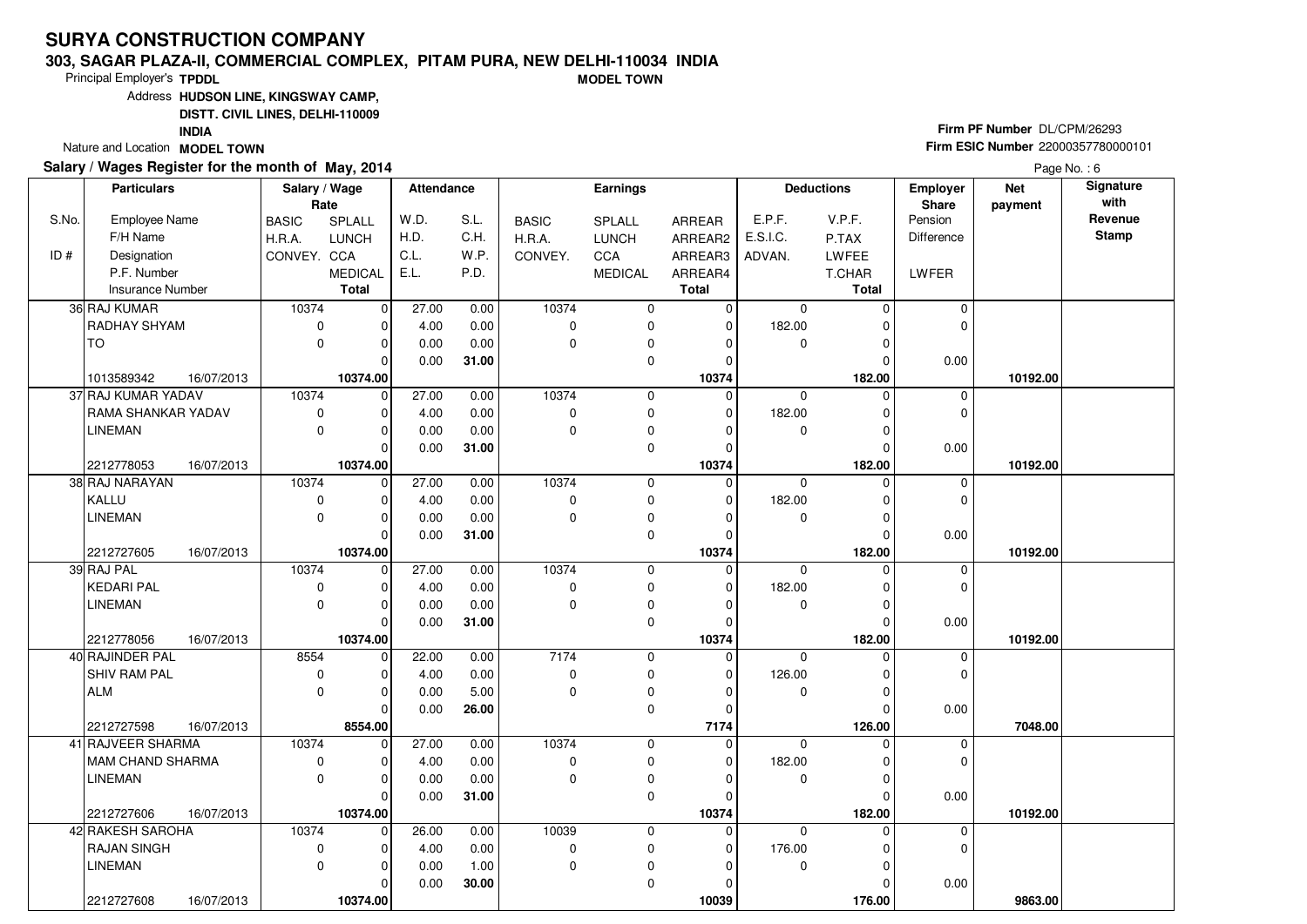# SURYA CONSTRUCTION COMPANY

**303, SAGAR PLAZA-II, COMMERCIAL COMPLEX, PITAM PURA, NEW DELHI-110034 INDIA**

**MODEL TOWN**

Principal Employer's **TPDDL**

Address **HUDSON LINE, KINGSWAY CAMP, DISTT. CIVIL LINES, DELHI-110009 INDIA**

Nature and Location **MODEL TOWN**

**Firm PF Number** DL/CPM/26293

**Firm ESIC Number** 22000357780000101

**Salary / Wages Register for the month of May, 2014**

| S.No. / ID # | Employee Name / F/H Name / Designation / P.F. Number / Insurance Number | BASIC / H.R.A. / CONVEY. (Rate) | SPLALL / LUNCH / CCA / MEDICAL / Total (Rate) | W.D. / H.D. / C.L. / E.L. | S.L. / C.H. / W.P. / P.D. | BASIC / H.R.A. / CONVEY. (Earnings) | SPLALL / LUNCH / CCA / MEDICAL (Earnings) | ARREAR / ARREAR2 / ARREAR3 / ARREAR4 / Total | E.P.F. / E.S.I.C. / ADVAN. | V.P.F. / P.TAX / LWFEE / T.CHAR / Total | Employer Share Pension / Difference / LWFER | Net payment | Signature with Revenue Stamp |
|---|---|---|---|---|---|---|---|---|---|---|---|---|---|
| 36 | RAJ KUMAR | 10374 | 0 | 27.00 | 0.00 | 10374 | 0 | 0 | 0 | 0 | 0 | | |
| | RADHAY SHYAM | 0 | 0 | 4.00 | 0.00 | 0 | 0 | 0 | 182.00 | 0 | 0 | | |
| | TO | 0 | 0 | 0.00 | 0.00 | 0 | 0 | 0 | 0 | 0 | | | |
| | | | 0 | 0.00 | **31.00** | | 0 | 0 | | 0 | 0.00 | | |
| | 1013589342 16/07/2013 | | **10374.00** | | | | | **10374** | | **182.00** | | **10192.00** | |
| 37 | RAJ KUMAR YADAV | 10374 | 0 | 27.00 | 0.00 | 10374 | 0 | 0 | 0 | 0 | 0 | | |
| | RAMA SHANKAR YADAV | 0 | 0 | 4.00 | 0.00 | 0 | 0 | 0 | 182.00 | 0 | 0 | | |
| | LINEMAN | 0 | 0 | 0.00 | 0.00 | 0 | 0 | 0 | 0 | 0 | | | |
| | | | 0 | 0.00 | **31.00** | | 0 | 0 | | 0 | 0.00 | | |
| | 2212778053 16/07/2013 | | **10374.00** | | | | | **10374** | | **182.00** | | **10192.00** | |
| 38 | RAJ NARAYAN | 10374 | 0 | 27.00 | 0.00 | 10374 | 0 | 0 | 0 | 0 | 0 | | |
| | KALLU | 0 | 0 | 4.00 | 0.00 | 0 | 0 | 0 | 182.00 | 0 | 0 | | |
| | LINEMAN | 0 | 0 | 0.00 | 0.00 | 0 | 0 | 0 | 0 | 0 | | | |
| | | | 0 | 0.00 | **31.00** | | 0 | 0 | | 0 | 0.00 | | |
| | 2212727605 16/07/2013 | | **10374.00** | | | | | **10374** | | **182.00** | | **10192.00** | |
| 39 | RAJ PAL | 10374 | 0 | 27.00 | 0.00 | 10374 | 0 | 0 | 0 | 0 | 0 | | |
| | KEDARI PAL | 0 | 0 | 4.00 | 0.00 | 0 | 0 | 0 | 182.00 | 0 | 0 | | |
| | LINEMAN | 0 | 0 | 0.00 | 0.00 | 0 | 0 | 0 | 0 | 0 | | | |
| | | | 0 | 0.00 | **31.00** | | 0 | 0 | | 0 | 0.00 | | |
| | 2212778056 16/07/2013 | | **10374.00** | | | | | **10374** | | **182.00** | | **10192.00** | |
| 40 | RAJINDER PAL | 8554 | 0 | 22.00 | 0.00 | 7174 | 0 | 0 | 0 | 0 | 0 | | |
| | SHIV RAM PAL | 0 | 0 | 4.00 | 0.00 | 0 | 0 | 0 | 126.00 | 0 | 0 | | |
| | ALM | 0 | 0 | 0.00 | 5.00 | 0 | 0 | 0 | 0 | 0 | | | |
| | | | 0 | 0.00 | **26.00** | | 0 | 0 | | 0 | 0.00 | | |
| | 2212727598 16/07/2013 | | **8554.00** | | | | | **7174** | | **126.00** | | **7048.00** | |
| 41 | RAJVEER SHARMA | 10374 | 0 | 27.00 | 0.00 | 10374 | 0 | 0 | 0 | 0 | 0 | | |
| | MAM CHAND SHARMA | 0 | 0 | 4.00 | 0.00 | 0 | 0 | 0 | 182.00 | 0 | 0 | | |
| | LINEMAN | 0 | 0 | 0.00 | 0.00 | 0 | 0 | 0 | 0 | 0 | | | |
| | | | 0 | 0.00 | **31.00** | | 0 | 0 | | 0 | 0.00 | | |
| | 2212727606 16/07/2013 | | **10374.00** | | | | | **10374** | | **182.00** | | **10192.00** | |
| 42 | RAKESH SAROHA | 10374 | 0 | 26.00 | 0.00 | 10039 | 0 | 0 | 0 | 0 | 0 | | |
| | RAJAN SINGH | 0 | 0 | 4.00 | 0.00 | 0 | 0 | 0 | 176.00 | 0 | 0 | | |
| | LINEMAN | 0 | 0 | 0.00 | 1.00 | 0 | 0 | 0 | 0 | 0 | | | |
| | | | 0 | 0.00 | **30.00** | | 0 | 0 | | 0 | 0.00 | | |
| | 2212727608 16/07/2013 | | **10374.00** | | | | | **10039** | | **176.00** | | **9863.00** | |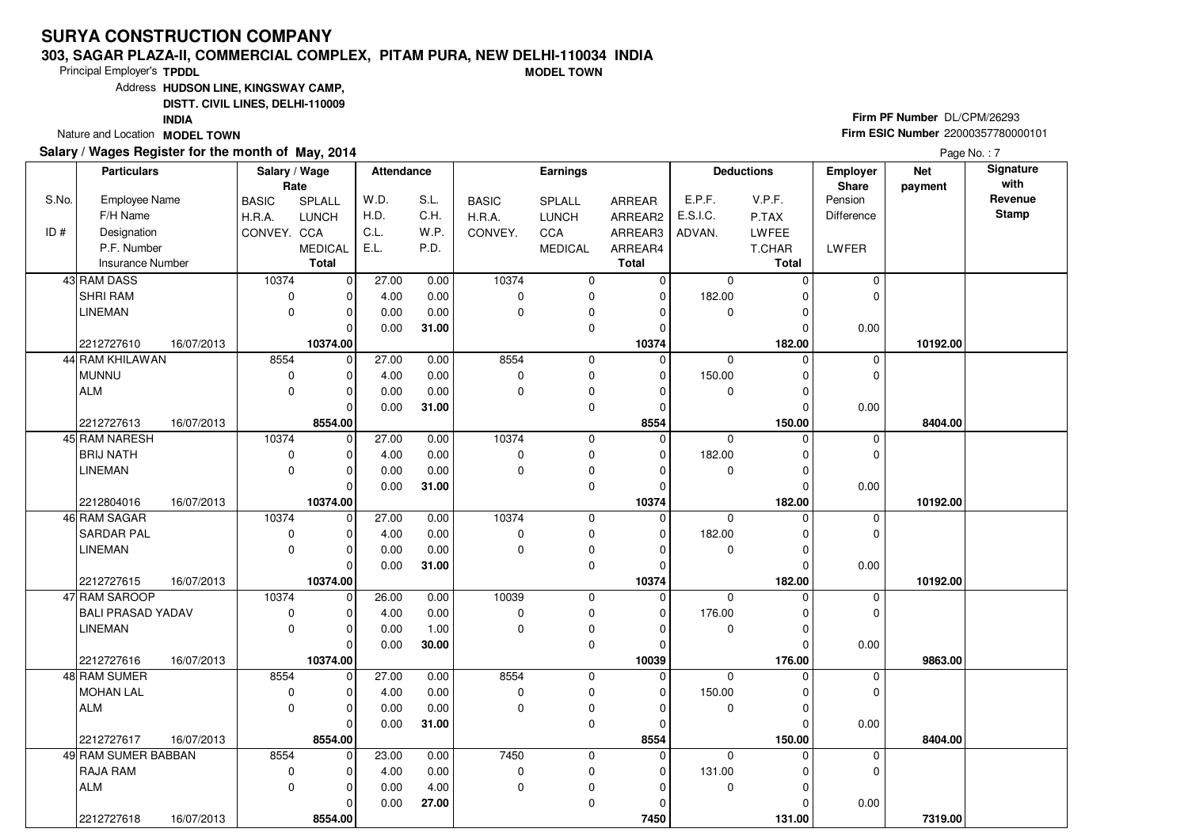# SURYA CONSTRUCTION COMPANY

**303, SAGAR PLAZA-II, COMMERCIAL COMPLEX, PITAM PURA, NEW DELHI-110034 INDIA**

**MODEL TOWN**

Principal Employer's **TPDDL**

Address **HUDSON LINE, KINGSWAY CAMP, DISTT. CIVIL LINES, DELHI-110009 INDIA**

Nature and Location **MODEL TOWN**

**Firm PF Number** DL/CPM/26293

**Firm ESIC Number** 22000357780000101

**Salary / Wages Register for the month of May, 2014**

| S.No. / ID # | Employee Name / F/H Name / Designation / P.F. Number / Insurance Number | Salary / Wage Rate: BASIC / H.R.A. / CONVEY. | SPLALL / LUNCH / CCA / MEDICAL / Total | Attendance: W.D. / H.D. / C.L. / E.L. | S.L. / C.H. / W.P. / P.D. | Earnings: BASIC / H.R.A. / CONVEY. | SPLALL / LUNCH / CCA / MEDICAL | ARREAR / ARREAR2 / ARREAR3 / ARREAR4 / Total | Deductions: E.P.F. / E.S.I.C. / ADVAN. | V.P.F. / P.TAX / LWFEE / T.CHAR / Total | Employer Share: Pension / Difference / LWFER | Net payment | Signature with Revenue Stamp |
|---|---|---|---|---|---|---|---|---|---|---|---|---|---|
| 43 | RAM DASS / SHRI RAM / LINEMAN / 2212727610 / 16/07/2013 | 10374 / 0 / 0 | 0 / 0 / 0 / 0 / **10374.00** | 27.00 / 4.00 / 0.00 / 0.00 | 0.00 / 0.00 / 0.00 / **31.00** | 10374 / 0 / 0 | 0 / 0 / 0 / 0 | 0 / 0 / 0 / 0 / **10374** | 0 / 182.00 / 0 | 0 / 0 / 0 / 0 / **182.00** | 0 / 0 / 0.00 | **10192.00** | |
| 44 | RAM KHILAWAN / MUNNU / ALM / 2212727613 / 16/07/2013 | 8554 / 0 / 0 | 0 / 0 / 0 / 0 / **8554.00** | 27.00 / 4.00 / 0.00 / 0.00 | 0.00 / 0.00 / 0.00 / **31.00** | 8554 / 0 / 0 | 0 / 0 / 0 / 0 | 0 / 0 / 0 / 0 / **8554** | 0 / 150.00 / 0 | 0 / 0 / 0 / 0 / **150.00** | 0 / 0 / 0.00 | **8404.00** | |
| 45 | RAM NARESH / BRIJ NATH / LINEMAN / 2212804016 / 16/07/2013 | 10374 / 0 / 0 | 0 / 0 / 0 / 0 / **10374.00** | 27.00 / 4.00 / 0.00 / 0.00 | 0.00 / 0.00 / 0.00 / **31.00** | 10374 / 0 / 0 | 0 / 0 / 0 / 0 | 0 / 0 / 0 / 0 / **10374** | 0 / 182.00 / 0 | 0 / 0 / 0 / 0 / **182.00** | 0 / 0 / 0.00 | **10192.00** | |
| 46 | RAM SAGAR / SARDAR PAL / LINEMAN / 2212727615 / 16/07/2013 | 10374 / 0 / 0 | 0 / 0 / 0 / 0 / **10374.00** | 27.00 / 4.00 / 0.00 / 0.00 | 0.00 / 0.00 / 0.00 / **31.00** | 10374 / 0 / 0 | 0 / 0 / 0 / 0 | 0 / 0 / 0 / 0 / **10374** | 0 / 182.00 / 0 | 0 / 0 / 0 / 0 / **182.00** | 0 / 0 / 0.00 | **10192.00** | |
| 47 | RAM SAROOP / BALI PRASAD YADAV / LINEMAN / 2212727616 / 16/07/2013 | 10374 / 0 / 0 | 0 / 0 / 0 / 0 / **10374.00** | 26.00 / 4.00 / 0.00 / 0.00 | 0.00 / 0.00 / 1.00 / **30.00** | 10039 / 0 / 0 | 0 / 0 / 0 / 0 | 0 / 0 / 0 / 0 / **10039** | 0 / 176.00 / 0 | 0 / 0 / 0 / 0 / **176.00** | 0 / 0 / 0.00 | **9863.00** | |
| 48 | RAM SUMER / MOHAN LAL / ALM / 2212727617 / 16/07/2013 | 8554 / 0 / 0 | 0 / 0 / 0 / 0 / **8554.00** | 27.00 / 4.00 / 0.00 / 0.00 | 0.00 / 0.00 / 0.00 / **31.00** | 8554 / 0 / 0 | 0 / 0 / 0 / 0 | 0 / 0 / 0 / 0 / **8554** | 0 / 150.00 / 0 | 0 / 0 / 0 / 0 / **150.00** | 0 / 0 / 0.00 | **8404.00** | |
| 49 | RAM SUMER BABBAN / RAJA RAM / ALM / 2212727618 / 16/07/2013 | 8554 / 0 / 0 | 0 / 0 / 0 / 0 / **8554.00** | 23.00 / 4.00 / 0.00 / 0.00 | 0.00 / 0.00 / 4.00 / **27.00** | 7450 / 0 / 0 | 0 / 0 / 0 / 0 | 0 / 0 / 0 / 0 / **7450** | 0 / 131.00 / 0 | 0 / 0 / 0 / 0 / **131.00** | 0 / 0 / 0.00 | **7319.00** | |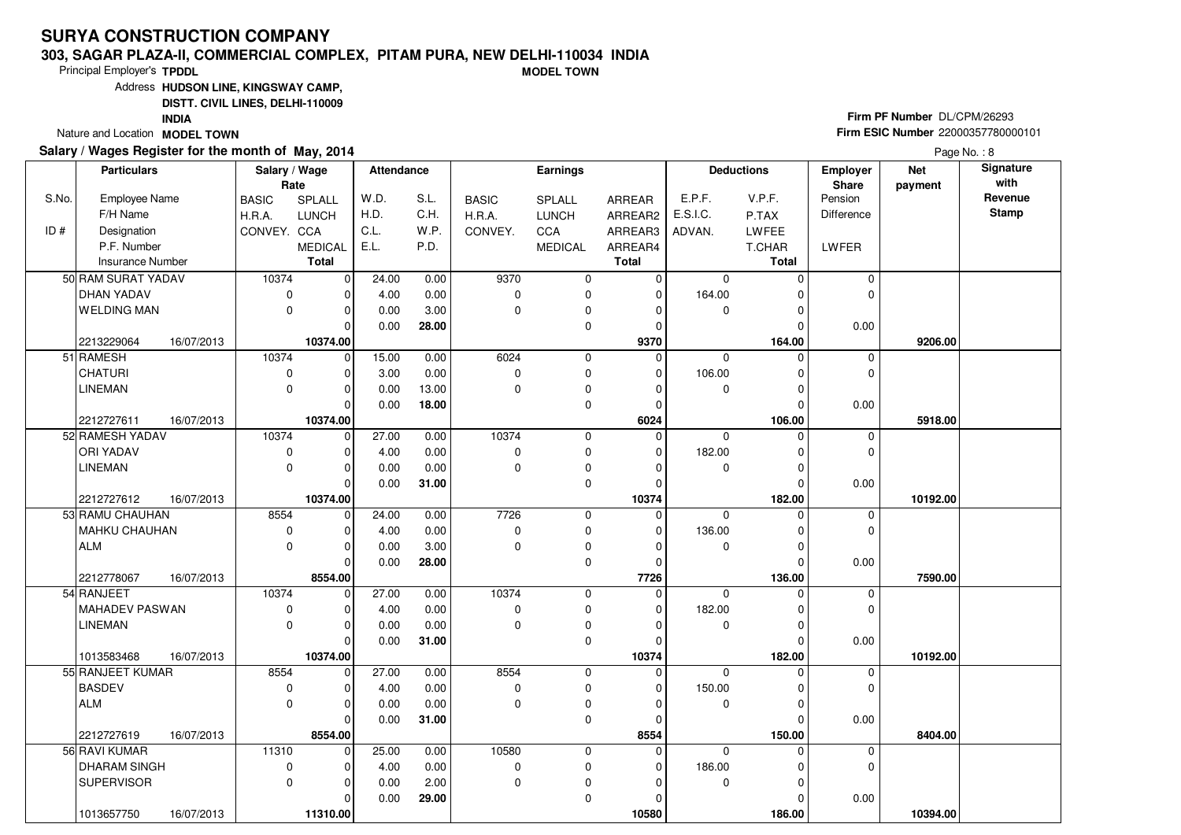# SURYA CONSTRUCTION COMPANY

**303, SAGAR PLAZA-II, COMMERCIAL COMPLEX, PITAM PURA, NEW DELHI-110034 INDIA**

**MODEL TOWN**

Principal Employer's **TPDDL**

Address **HUDSON LINE, KINGSWAY CAMP, DISTT. CIVIL LINES, DELHI-110009 INDIA**

Nature and Location **MODEL TOWN**

**Firm PF Number** DL/CPM/26293

**Firm ESIC Number** 22000357780000101

**Salary / Wages Register for the month of May, 2014**

| S.No. / ID # | Employee Name / F/H Name / Designation / P.F. Number / Insurance Number | Salary / Wage Rate: BASIC / H.R.A. / CONVEY. | SPLALL / LUNCH / CCA / MEDICAL / Total | W.D. / H.D. / C.L. / E.L. | S.L. / C.H. / W.P. / P.D. | Earnings: BASIC / H.R.A. / CONVEY. | SPLALL / LUNCH / CCA / MEDICAL | ARREAR / ARREAR2 / ARREAR3 / ARREAR4 / Total | Deductions: E.P.F. / E.S.I.C. / ADVAN. | V.P.F. / P.TAX / LWFEE / T.CHAR / Total | Employer Share: Pension / Difference / LWFER | Net payment | Signature with Revenue Stamp |
|---|---|---|---|---|---|---|---|---|---|---|---|---|---|
| 50 | RAM SURAT YADAV | 10374 | 0 | 24.00 | 0.00 | 9370 | 0 | 0 | 0 | 0 | 0 | | |
| | DHAN YADAV | 0 | 0 | 4.00 | 0.00 | 0 | 0 | 0 | 164.00 | 0 | 0 | | |
| | WELDING MAN | 0 | 0 | 0.00 | 3.00 | 0 | 0 | 0 | 0 | 0 | | | |
| | | | 0 | 0.00 | **28.00** | | 0 | 0 | | 0 | 0.00 | | |
| | 2213229064 16/07/2013 | | **10374.00** | | | | | **9370** | | **164.00** | | **9206.00** | |
| 51 | RAMESH | 10374 | 0 | 15.00 | 0.00 | 6024 | 0 | 0 | 0 | 0 | 0 | | |
| | CHATURI | 0 | 0 | 3.00 | 0.00 | 0 | 0 | 0 | 106.00 | 0 | 0 | | |
| | LINEMAN | 0 | 0 | 0.00 | 13.00 | 0 | 0 | 0 | 0 | 0 | | | |
| | | | 0 | 0.00 | **18.00** | | 0 | 0 | | 0 | 0.00 | | |
| | 2212727611 16/07/2013 | | **10374.00** | | | | | **6024** | | **106.00** | | **5918.00** | |
| 52 | RAMESH YADAV | 10374 | 0 | 27.00 | 0.00 | 10374 | 0 | 0 | 0 | 0 | 0 | | |
| | ORI YADAV | 0 | 0 | 4.00 | 0.00 | 0 | 0 | 0 | 182.00 | 0 | 0 | | |
| | LINEMAN | 0 | 0 | 0.00 | 0.00 | 0 | 0 | 0 | 0 | 0 | | | |
| | | | 0 | 0.00 | **31.00** | | 0 | 0 | | 0 | 0.00 | | |
| | 2212727612 16/07/2013 | | **10374.00** | | | | | **10374** | | **182.00** | | **10192.00** | |
| 53 | RAMU CHAUHAN | 8554 | 0 | 24.00 | 0.00 | 7726 | 0 | 0 | 0 | 0 | 0 | | |
| | MAHKU CHAUHAN | 0 | 0 | 4.00 | 0.00 | 0 | 0 | 0 | 136.00 | 0 | 0 | | |
| | ALM | 0 | 0 | 0.00 | 3.00 | 0 | 0 | 0 | 0 | 0 | | | |
| | | | 0 | 0.00 | **28.00** | | 0 | 0 | | 0 | 0.00 | | |
| | 2212778067 16/07/2013 | | **8554.00** | | | | | **7726** | | **136.00** | | **7590.00** | |
| 54 | RANJEET | 10374 | 0 | 27.00 | 0.00 | 10374 | 0 | 0 | 0 | 0 | 0 | | |
| | MAHADEV PASWAN | 0 | 0 | 4.00 | 0.00 | 0 | 0 | 0 | 182.00 | 0 | 0 | | |
| | LINEMAN | 0 | 0 | 0.00 | 0.00 | 0 | 0 | 0 | 0 | 0 | | | |
| | | | 0 | 0.00 | **31.00** | | 0 | 0 | | 0 | 0.00 | | |
| | 1013583468 16/07/2013 | | **10374.00** | | | | | **10374** | | **182.00** | | **10192.00** | |
| 55 | RANJEET KUMAR | 8554 | 0 | 27.00 | 0.00 | 8554 | 0 | 0 | 0 | 0 | 0 | | |
| | BASDEV | 0 | 0 | 4.00 | 0.00 | 0 | 0 | 0 | 150.00 | 0 | 0 | | |
| | ALM | 0 | 0 | 0.00 | 0.00 | 0 | 0 | 0 | 0 | 0 | | | |
| | | | 0 | 0.00 | **31.00** | | 0 | 0 | | 0 | 0.00 | | |
| | 2212727619 16/07/2013 | | **8554.00** | | | | | **8554** | | **150.00** | | **8404.00** | |
| 56 | RAVI KUMAR | 11310 | 0 | 25.00 | 0.00 | 10580 | 0 | 0 | 0 | 0 | 0 | | |
| | DHARAM SINGH | 0 | 0 | 4.00 | 0.00 | 0 | 0 | 0 | 186.00 | 0 | 0 | | |
| | SUPERVISOR | 0 | 0 | 0.00 | 2.00 | 0 | 0 | 0 | 0 | 0 | | | |
| | | | 0 | 0.00 | **29.00** | | 0 | 0 | | 0 | 0.00 | | |
| | 1013657750 16/07/2013 | | **11310.00** | | | | | **10580** | | **186.00** | | **10394.00** | |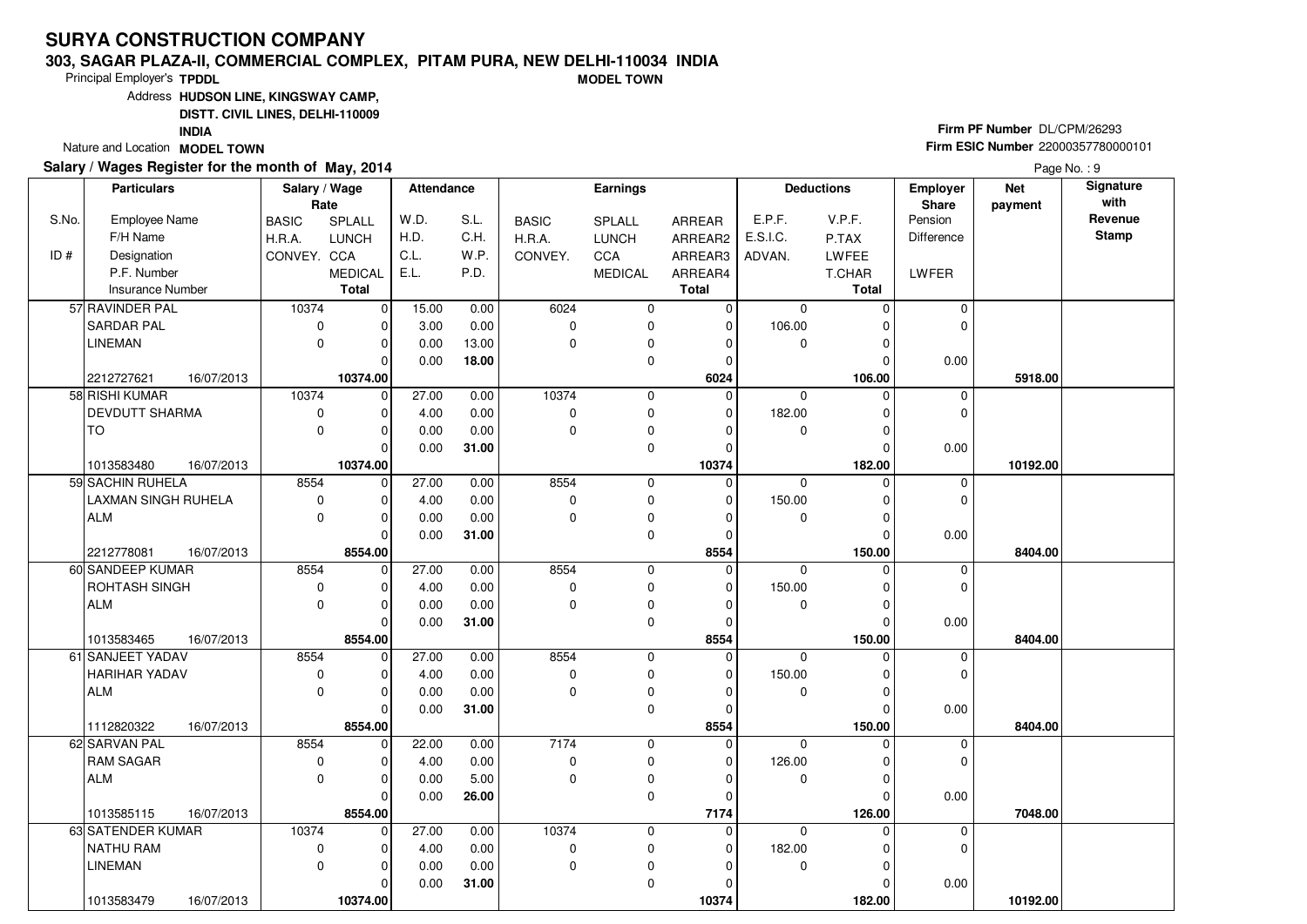# SURYA CONSTRUCTION COMPANY

**303, SAGAR PLAZA-II, COMMERCIAL COMPLEX, PITAM PURA, NEW DELHI-110034 INDIA**

**MODEL TOWN**

Principal Employer's **TPDDL**

Address **HUDSON LINE, KINGSWAY CAMP, DISTT. CIVIL LINES, DELHI-110009 INDIA**

Nature and Location **MODEL TOWN**

**Firm PF Number** DL/CPM/26293

**Firm ESIC Number** 22000357780000101

**Salary / Wages Register for the month of May, 2014**

| S.No. / ID # | Employee Name / F/H Name / Designation / P.F. Number / Insurance Number | Salary / Wage Rate: BASIC / H.R.A. / CONVEY. | SPLALL / LUNCH / CCA / MEDICAL / Total | Attendance: W.D. / H.D. / C.L. / E.L. | S.L. / C.H. / W.P. / P.D. | Earnings: BASIC / H.R.A. / CONVEY. | SPLALL / LUNCH / CCA / MEDICAL | ARREAR / ARREAR2 / ARREAR3 / ARREAR4 / Total | Deductions: E.P.F. / E.S.I.C. / ADVAN. | V.P.F. / P.TAX / LWFEE / T.CHAR / Total | Employer Share: Pension / Difference / LWFER | Net payment | Signature with Revenue Stamp |
|---|---|---|---|---|---|---|---|---|---|---|---|---|---|
| 57 | RAVINDER PAL / SARDAR PAL / LINEMAN / 2212727621 16/07/2013 | 10374 / 0 / 0 | 0 / 0 / 0 / 0 / **10374.00** | 15.00 / 3.00 / 0.00 / 0.00 | 0.00 / 0.00 / 13.00 / **18.00** | 6024 / 0 / 0 | 0 / 0 / 0 / 0 | 0 / 0 / 0 / 0 / **6024** | 0 / 106.00 / 0 | 0 / 0 / 0 / 0 / **106.00** | 0 / 0 / 0.00 | **5918.00** | |
| 58 | RISHI KUMAR / DEVDUTT SHARMA / TO / 1013583480 16/07/2013 | 10374 / 0 / 0 | 0 / 0 / 0 / 0 / **10374.00** | 27.00 / 4.00 / 0.00 / 0.00 | 0.00 / 0.00 / 0.00 / **31.00** | 10374 / 0 / 0 | 0 / 0 / 0 / 0 | 0 / 0 / 0 / 0 / **10374** | 0 / 182.00 / 0 | 0 / 0 / 0 / 0 / **182.00** | 0 / 0 / 0.00 | **10192.00** | |
| 59 | SACHIN RUHELA / LAXMAN SINGH RUHELA / ALM / 2212778081 16/07/2013 | 8554 / 0 / 0 | 0 / 0 / 0 / 0 / **8554.00** | 27.00 / 4.00 / 0.00 / 0.00 | 0.00 / 0.00 / 0.00 / **31.00** | 8554 / 0 / 0 | 0 / 0 / 0 / 0 | 0 / 0 / 0 / 0 / **8554** | 0 / 150.00 / 0 | 0 / 0 / 0 / 0 / **150.00** | 0 / 0 / 0.00 | **8404.00** | |
| 60 | SANDEEP KUMAR / ROHTASH SINGH / ALM / 1013583465 16/07/2013 | 8554 / 0 / 0 | 0 / 0 / 0 / 0 / **8554.00** | 27.00 / 4.00 / 0.00 / 0.00 | 0.00 / 0.00 / 0.00 / **31.00** | 8554 / 0 / 0 | 0 / 0 / 0 / 0 | 0 / 0 / 0 / 0 / **8554** | 0 / 150.00 / 0 | 0 / 0 / 0 / 0 / **150.00** | 0 / 0 / 0.00 | **8404.00** | |
| 61 | SANJEET YADAV / HARIHAR YADAV / ALM / 1112820322 16/07/2013 | 8554 / 0 / 0 | 0 / 0 / 0 / 0 / **8554.00** | 27.00 / 4.00 / 0.00 / 0.00 | 0.00 / 0.00 / 0.00 / **31.00** | 8554 / 0 / 0 | 0 / 0 / 0 / 0 | 0 / 0 / 0 / 0 / **8554** | 0 / 150.00 / 0 | 0 / 0 / 0 / 0 / **150.00** | 0 / 0 / 0.00 | **8404.00** | |
| 62 | SARVAN PAL / RAM SAGAR / ALM / 1013585115 16/07/2013 | 8554 / 0 / 0 | 0 / 0 / 0 / 0 / **8554.00** | 22.00 / 4.00 / 0.00 / 0.00 | 0.00 / 0.00 / 5.00 / **26.00** | 7174 / 0 / 0 | 0 / 0 / 0 / 0 | 0 / 0 / 0 / 0 / **7174** | 0 / 126.00 / 0 | 0 / 0 / 0 / 0 / **126.00** | 0 / 0 / 0.00 | **7048.00** | |
| 63 | SATENDER KUMAR / NATHU RAM / LINEMAN / 1013583479 16/07/2013 | 10374 / 0 / 0 | 0 / 0 / 0 / 0 / **10374.00** | 27.00 / 4.00 / 0.00 / 0.00 | 0.00 / 0.00 / 0.00 / **31.00** | 10374 / 0 / 0 | 0 / 0 / 0 / 0 | 0 / 0 / 0 / 0 / **10374** | 0 / 182.00 / 0 | 0 / 0 / 0 / 0 / **182.00** | 0 / 0 / 0.00 | **10192.00** | |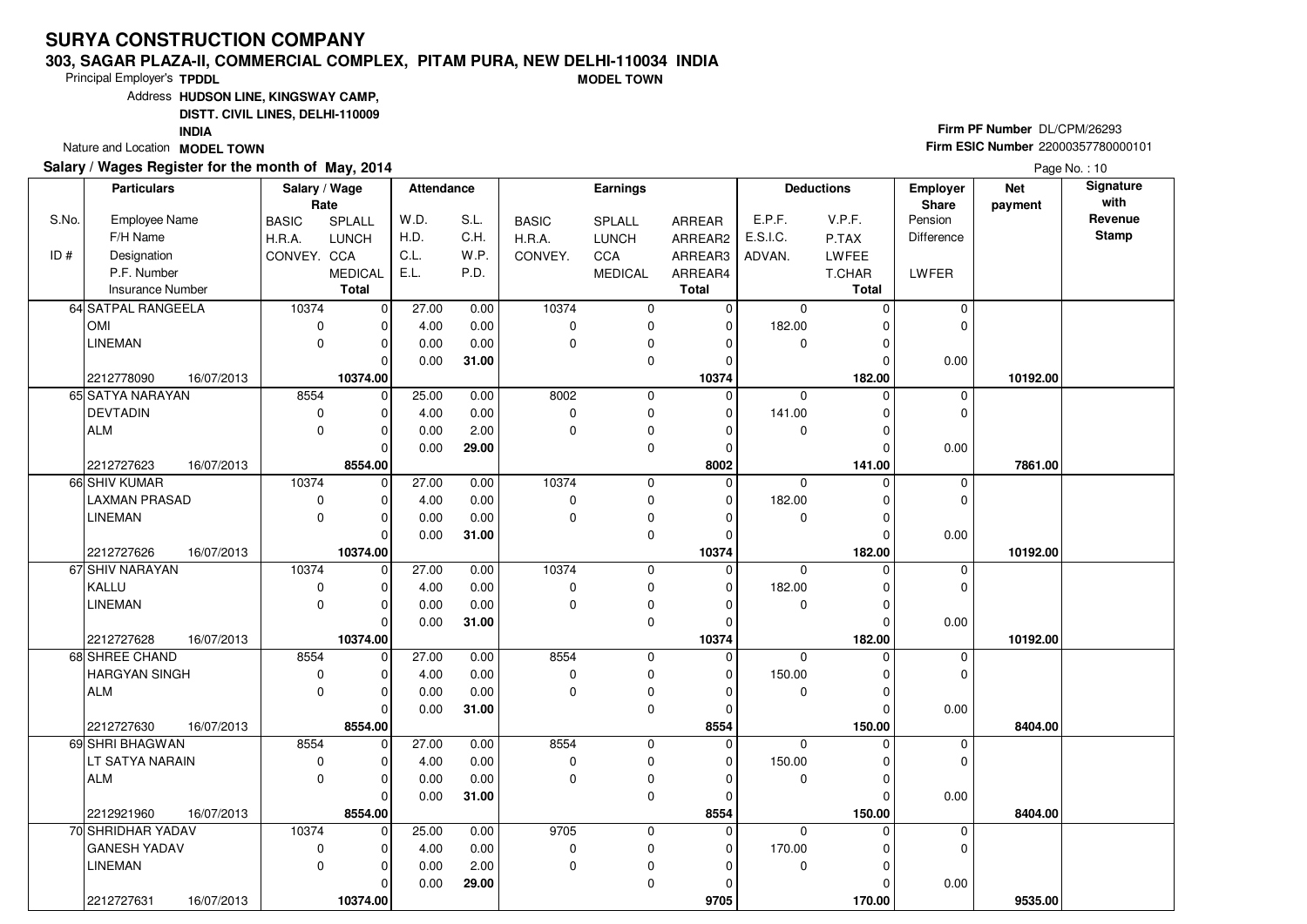# SURYA CONSTRUCTION COMPANY

**303, SAGAR PLAZA-II, COMMERCIAL COMPLEX, PITAM PURA, NEW DELHI-110034 INDIA**

**MODEL TOWN**

Principal Employer's **TPDDL**

Address **HUDSON LINE, KINGSWAY CAMP, DISTT. CIVIL LINES, DELHI-110009 INDIA**

Nature and Location **MODEL TOWN**

**Firm PF Number** DL/CPM/26293

**Firm ESIC Number** 22000357780000101

**Salary / Wages Register for the month of May, 2014**

| S.No. / ID # | Employee Name / F/H Name / Designation / P.F. Number / Insurance Number | Salary / Wage Rate: BASIC / H.R.A. / CONVEY. | SPLALL / LUNCH / CCA / MEDICAL / Total | Attendance: W.D. / H.D. / C.L. / E.L. | S.L. / C.H. / W.P. / P.D. | Earnings: BASIC / H.R.A. / CONVEY. | SPLALL / LUNCH / CCA / MEDICAL | ARREAR / ARREAR2 / ARREAR3 / ARREAR4 / Total | Deductions: E.P.F. / E.S.I.C. / ADVAN. | V.P.F. / P.TAX / LWFEE / T.CHAR / Total | Employer Share: Pension / Difference / LWFER | Net payment | Signature with Revenue Stamp |
|---|---|---|---|---|---|---|---|---|---|---|---|---|---|
| 64 | SATPAL RANGEELA<br>OMI<br>LINEMAN<br><br>2212778090 16/07/2013 | 10374<br>0<br>0 | 0<br>0<br>0<br>0<br>**10374.00** | 27.00<br>4.00<br>0.00<br>0.00 | 0.00<br>0.00<br>0.00<br>**31.00** | 10374<br>0<br>0 | 0<br>0<br>0<br>0 | 0<br>0<br>0<br>0<br>**10374** | 0<br>182.00<br>0 | 0<br>0<br>0<br>0<br>**182.00** | 0<br>0<br><br>0.00 | **10192.00** | |
| 65 | SATYA NARAYAN<br>DEVTADIN<br>ALM<br><br>2212727623 16/07/2013 | 8554<br>0<br>0 | 0<br>0<br>0<br>0<br>**8554.00** | 25.00<br>4.00<br>0.00<br>0.00 | 0.00<br>0.00<br>2.00<br>**29.00** | 8002<br>0<br>0 | 0<br>0<br>0<br>0 | 0<br>0<br>0<br>0<br>**8002** | 0<br>141.00<br>0 | 0<br>0<br>0<br>0<br>**141.00** | 0<br>0<br><br>0.00 | **7861.00** | |
| 66 | SHIV KUMAR<br>LAXMAN PRASAD<br>LINEMAN<br><br>2212727626 16/07/2013 | 10374<br>0<br>0 | 0<br>0<br>0<br>0<br>**10374.00** | 27.00<br>4.00<br>0.00<br>0.00 | 0.00<br>0.00<br>0.00<br>**31.00** | 10374<br>0<br>0 | 0<br>0<br>0<br>0 | 0<br>0<br>0<br>0<br>**10374** | 0<br>182.00<br>0 | 0<br>0<br>0<br>0<br>**182.00** | 0<br>0<br><br>0.00 | **10192.00** | |
| 67 | SHIV NARAYAN<br>KALLU<br>LINEMAN<br><br>2212727628 16/07/2013 | 10374<br>0<br>0 | 0<br>0<br>0<br>0<br>**10374.00** | 27.00<br>4.00<br>0.00<br>0.00 | 0.00<br>0.00<br>0.00<br>**31.00** | 10374<br>0<br>0 | 0<br>0<br>0<br>0 | 0<br>0<br>0<br>0<br>**10374** | 0<br>182.00<br>0 | 0<br>0<br>0<br>0<br>**182.00** | 0<br>0<br><br>0.00 | **10192.00** | |
| 68 | SHREE CHAND<br>HARGYAN SINGH<br>ALM<br><br>2212727630 16/07/2013 | 8554<br>0<br>0 | 0<br>0<br>0<br>0<br>**8554.00** | 27.00<br>4.00<br>0.00<br>0.00 | 0.00<br>0.00<br>0.00<br>**31.00** | 8554<br>0<br>0 | 0<br>0<br>0<br>0 | 0<br>0<br>0<br>0<br>**8554** | 0<br>150.00<br>0 | 0<br>0<br>0<br>0<br>**150.00** | 0<br>0<br><br>0.00 | **8404.00** | |
| 69 | SHRI BHAGWAN<br>LT SATYA NARAIN<br>ALM<br><br>2212921960 16/07/2013 | 8554<br>0<br>0 | 0<br>0<br>0<br>0<br>**8554.00** | 27.00<br>4.00<br>0.00<br>0.00 | 0.00<br>0.00<br>0.00<br>**31.00** | 8554<br>0<br>0 | 0<br>0<br>0<br>0 | 0<br>0<br>0<br>0<br>**8554** | 0<br>150.00<br>0 | 0<br>0<br>0<br>0<br>**150.00** | 0<br>0<br><br>0.00 | **8404.00** | |
| 70 | SHRIDHAR YADAV<br>GANESH YADAV<br>LINEMAN<br><br>2212727631 16/07/2013 | 10374<br>0<br>0 | 0<br>0<br>0<br>0<br>**10374.00** | 25.00<br>4.00<br>0.00<br>0.00 | 0.00<br>0.00<br>2.00<br>**29.00** | 9705<br>0<br>0 | 0<br>0<br>0<br>0 | 0<br>0<br>0<br>0<br>**9705** | 0<br>170.00<br>0 | 0<br>0<br>0<br>0<br>**170.00** | 0<br>0<br><br>0.00 | **9535.00** | |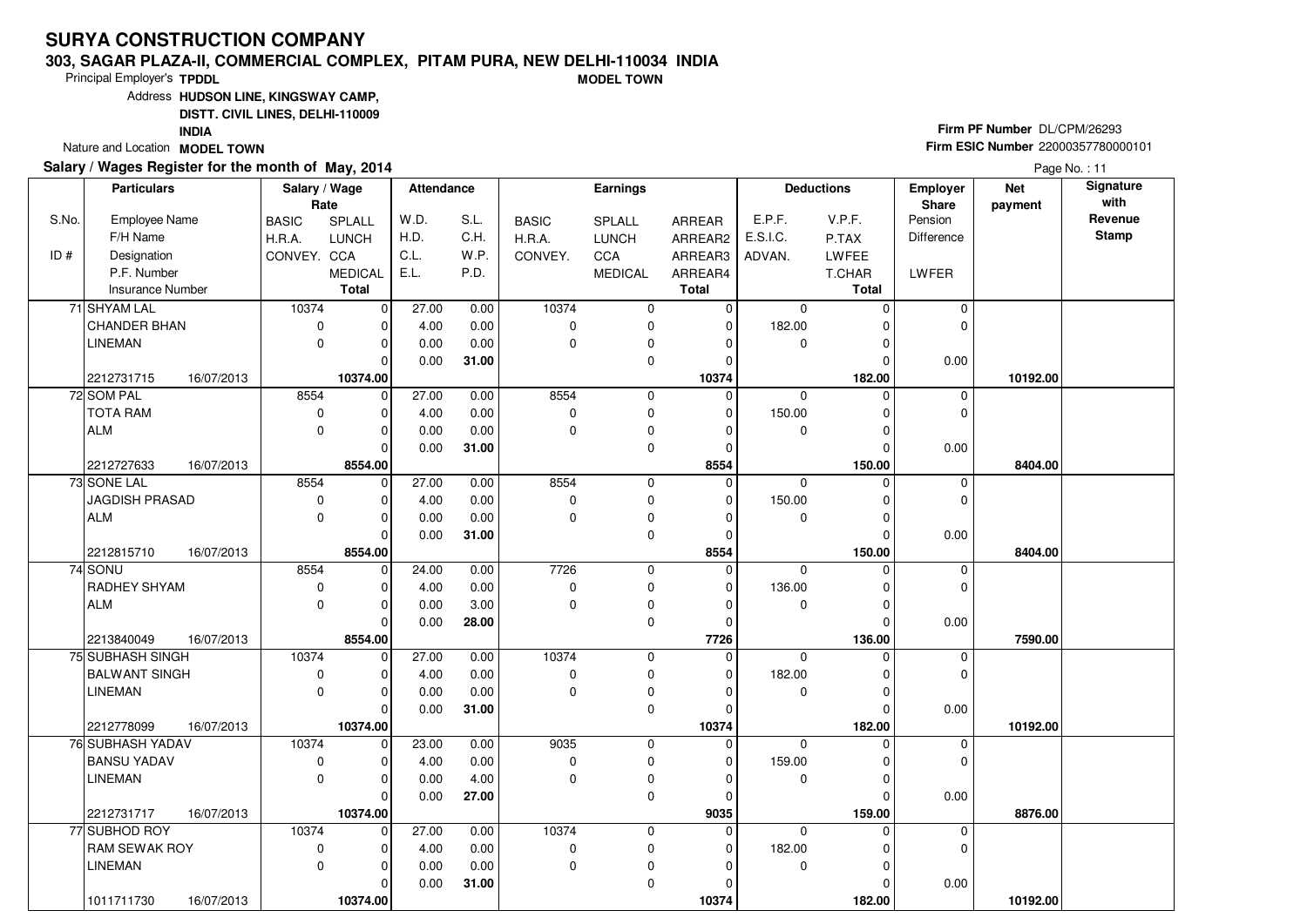# SURYA CONSTRUCTION COMPANY

**303, SAGAR PLAZA-II, COMMERCIAL COMPLEX, PITAM PURA, NEW DELHI-110034 INDIA**

**MODEL TOWN**

Principal Employer's **TPDDL**

Address **HUDSON LINE, KINGSWAY CAMP, DISTT. CIVIL LINES, DELHI-110009 INDIA**

Nature and Location **MODEL TOWN**

**Firm PF Number** DL/CPM/26293

**Firm ESIC Number** 22000357780000101

**Salary / Wages Register for the month of May, 2014**

| S.No. / ID # | Employee Name / F/H Name / Designation / P.F. Number / Insurance Number | Salary / Wage Rate: BASIC / H.R.A. / CONVEY. | SPLALL / LUNCH / CCA / MEDICAL / Total | Attendance: W.D. / H.D. / C.L. / E.L. | S.L. / C.H. / W.P. / P.D. | Earnings: BASIC / H.R.A. / CONVEY. | SPLALL / LUNCH / CCA / MEDICAL | ARREAR / ARREAR2 / ARREAR3 / ARREAR4 / Total | Deductions: E.P.F. / E.S.I.C. / ADVAN. | V.P.F. / P.TAX / LWFEE / T.CHAR / Total | Employer Share: Pension / Difference / LWFER | Net payment | Signature with Revenue Stamp |
|---|---|---|---|---|---|---|---|---|---|---|---|---|---|
| 71 | SHYAM LAL / CHANDER BHAN / LINEMAN / 2212731715 / 16/07/2013 | 10374 / 0 / 0 | 0 / 0 / 0 / 0 / **10374.00** | 27.00 / 4.00 / 0.00 / 0.00 | 0.00 / 0.00 / 0.00 / **31.00** | 10374 / 0 / 0 | 0 / 0 / 0 / 0 | 0 / 0 / 0 / 0 / **10374** | 0 / 182.00 / 0 | 0 / 0 / 0 / 0 / **182.00** | 0 / 0 / 0.00 | **10192.00** | |
| 72 | SOM PAL / TOTA RAM / ALM / 2212727633 / 16/07/2013 | 8554 / 0 / 0 | 0 / 0 / 0 / 0 / **8554.00** | 27.00 / 4.00 / 0.00 / 0.00 | 0.00 / 0.00 / 0.00 / **31.00** | 8554 / 0 / 0 | 0 / 0 / 0 / 0 | 0 / 0 / 0 / 0 / **8554** | 0 / 150.00 / 0 | 0 / 0 / 0 / 0 / **150.00** | 0 / 0 / 0.00 | **8404.00** | |
| 73 | SONE LAL / JAGDISH PRASAD / ALM / 2212815710 / 16/07/2013 | 8554 / 0 / 0 | 0 / 0 / 0 / 0 / **8554.00** | 27.00 / 4.00 / 0.00 / 0.00 | 0.00 / 0.00 / 0.00 / **31.00** | 8554 / 0 / 0 | 0 / 0 / 0 / 0 | 0 / 0 / 0 / 0 / **8554** | 0 / 150.00 / 0 | 0 / 0 / 0 / 0 / **150.00** | 0 / 0 / 0.00 | **8404.00** | |
| 74 | SONU / RADHEY SHYAM / ALM / 2213840049 / 16/07/2013 | 8554 / 0 / 0 | 0 / 0 / 0 / 0 / **8554.00** | 24.00 / 4.00 / 0.00 / 0.00 | 0.00 / 0.00 / 3.00 / **28.00** | 7726 / 0 / 0 | 0 / 0 / 0 / 0 | 0 / 0 / 0 / 0 / **7726** | 0 / 136.00 / 0 | 0 / 0 / 0 / 0 / **136.00** | 0 / 0 / 0.00 | **7590.00** | |
| 75 | SUBHASH SINGH / BALWANT SINGH / LINEMAN / 2212778099 / 16/07/2013 | 10374 / 0 / 0 | 0 / 0 / 0 / 0 / **10374.00** | 27.00 / 4.00 / 0.00 / 0.00 | 0.00 / 0.00 / 0.00 / **31.00** | 10374 / 0 / 0 | 0 / 0 / 0 / 0 | 0 / 0 / 0 / 0 / **10374** | 0 / 182.00 / 0 | 0 / 0 / 0 / 0 / **182.00** | 0 / 0 / 0.00 | **10192.00** | |
| 76 | SUBHASH YADAV / BANSU YADAV / LINEMAN / 2212731717 / 16/07/2013 | 10374 / 0 / 0 | 0 / 0 / 0 / 0 / **10374.00** | 23.00 / 4.00 / 0.00 / 0.00 | 0.00 / 0.00 / 4.00 / **27.00** | 9035 / 0 / 0 | 0 / 0 / 0 / 0 | 0 / 0 / 0 / 0 / **9035** | 0 / 159.00 / 0 | 0 / 0 / 0 / 0 / **159.00** | 0 / 0 / 0.00 | **8876.00** | |
| 77 | SUBHOD ROY / RAM SEWAK ROY / LINEMAN / 1011711730 / 16/07/2013 | 10374 / 0 / 0 | 0 / 0 / 0 / 0 / **10374.00** | 27.00 / 4.00 / 0.00 / 0.00 | 0.00 / 0.00 / 0.00 / **31.00** | 10374 / 0 / 0 | 0 / 0 / 0 / 0 | 0 / 0 / 0 / 0 / **10374** | 0 / 182.00 / 0 | 0 / 0 / 0 / 0 / **182.00** | 0 / 0 / 0.00 | **10192.00** | |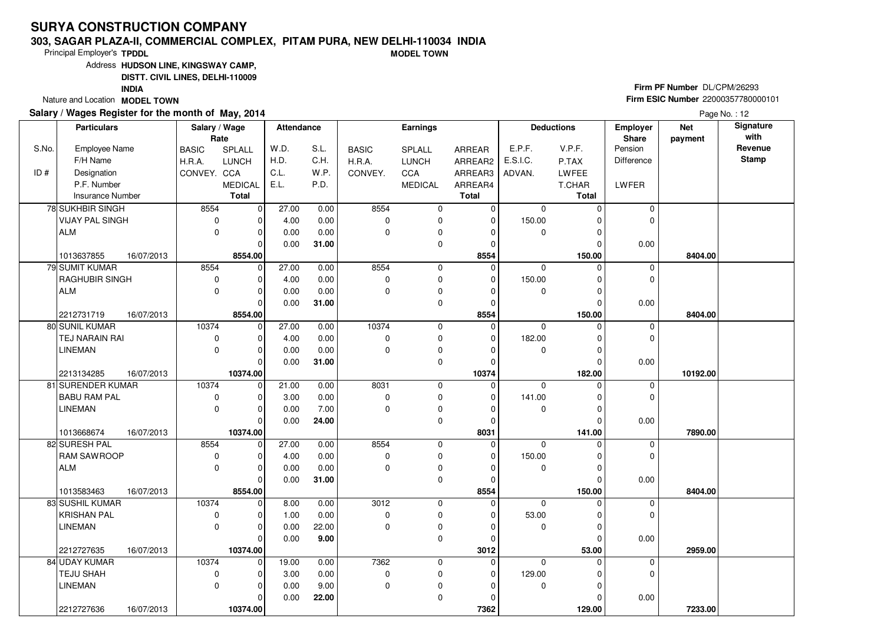# SURYA CONSTRUCTION COMPANY

**303, SAGAR PLAZA-II, COMMERCIAL COMPLEX, PITAM PURA, NEW DELHI-110034 INDIA**

**MODEL TOWN**

Principal Employer's **TPDDL**

Address **HUDSON LINE, KINGSWAY CAMP, DISTT. CIVIL LINES, DELHI-110009 INDIA**

Nature and Location **MODEL TOWN**

**Firm PF Number** DL/CPM/26293

**Firm ESIC Number** 22000357780000101

**Salary / Wages Register for the month of May, 2014**

| S.No. / ID # | Employee Name / F/H Name / Designation / P.F. Number / Insurance Number | BASIC / H.R.A. / CONVEY. (Rate) | SPLALL / LUNCH / CCA / MEDICAL / Total (Rate) | W.D. / H.D. / C.L. / E.L. | S.L. / C.H. / W.P. / P.D. | BASIC / H.R.A. / CONVEY. (Earnings) | SPLALL / LUNCH / CCA / MEDICAL | ARREAR / ARREAR2 / ARREAR3 / ARREAR4 / Total | E.P.F. / E.S.I.C. / ADVAN. | V.P.F. / P.TAX / LWFEE / T.CHAR / Total | Employer Share Pension Difference / LWFER | Net payment | Signature with Revenue Stamp |
|---|---|---|---|---|---|---|---|---|---|---|---|---|---|
| 78 | SUKHBIR SINGH / VIJAY PAL SINGH / ALM / 1013637855 16/07/2013 | 8554 / 0 / 0 | 0 / 0 / 0 / 0 / **8554.00** | 27.00 / 4.00 / 0.00 / 0.00 | 0.00 / 0.00 / 0.00 / **31.00** | 8554 / 0 / 0 | 0 / 0 / 0 / 0 | 0 / 0 / 0 / 0 / **8554** | 0 / 150.00 / 0 | 0 / 0 / 0 / 0 / **150.00** | 0 / 0 / 0.00 | **8404.00** | |
| 79 | SUMIT KUMAR / RAGHUBIR SINGH / ALM / 2212731719 16/07/2013 | 8554 / 0 / 0 | 0 / 0 / 0 / 0 / **8554.00** | 27.00 / 4.00 / 0.00 / 0.00 | 0.00 / 0.00 / 0.00 / **31.00** | 8554 / 0 / 0 | 0 / 0 / 0 / 0 | 0 / 0 / 0 / 0 / **8554** | 0 / 150.00 / 0 | 0 / 0 / 0 / 0 / **150.00** | 0 / 0 / 0.00 | **8404.00** | |
| 80 | SUNIL KUMAR / TEJ NARAIN RAI / LINEMAN / 2213134285 16/07/2013 | 10374 / 0 / 0 | 0 / 0 / 0 / 0 / **10374.00** | 27.00 / 4.00 / 0.00 / 0.00 | 0.00 / 0.00 / 0.00 / **31.00** | 10374 / 0 / 0 | 0 / 0 / 0 / 0 | 0 / 0 / 0 / 0 / **10374** | 0 / 182.00 / 0 | 0 / 0 / 0 / 0 / **182.00** | 0 / 0 / 0.00 | **10192.00** | |
| 81 | SURENDER KUMAR / BABU RAM PAL / LINEMAN / 1013668674 16/07/2013 | 10374 / 0 / 0 | 0 / 0 / 0 / 0 / **10374.00** | 21.00 / 3.00 / 0.00 / 0.00 | 0.00 / 0.00 / 7.00 / **24.00** | 8031 / 0 / 0 | 0 / 0 / 0 / 0 | 0 / 0 / 0 / 0 / **8031** | 0 / 141.00 / 0 | 0 / 0 / 0 / 0 / **141.00** | 0 / 0 / 0.00 | **7890.00** | |
| 82 | SURESH PAL / RAM SAWROOP / ALM / 1013583463 16/07/2013 | 8554 / 0 / 0 | 0 / 0 / 0 / 0 / **8554.00** | 27.00 / 4.00 / 0.00 / 0.00 | 0.00 / 0.00 / 0.00 / **31.00** | 8554 / 0 / 0 | 0 / 0 / 0 / 0 | 0 / 0 / 0 / 0 / **8554** | 0 / 150.00 / 0 | 0 / 0 / 0 / 0 / **150.00** | 0 / 0 / 0.00 | **8404.00** | |
| 83 | SUSHIL KUMAR / KRISHAN PAL / LINEMAN / 2212727635 16/07/2013 | 10374 / 0 / 0 | 0 / 0 / 0 / 0 / **10374.00** | 8.00 / 1.00 / 0.00 / 0.00 | 0.00 / 0.00 / 22.00 / **9.00** | 3012 / 0 / 0 | 0 / 0 / 0 / 0 | 0 / 0 / 0 / 0 / **3012** | 0 / 53.00 / 0 | 0 / 0 / 0 / 0 / **53.00** | 0 / 0 / 0.00 | **2959.00** | |
| 84 | UDAY KUMAR / TEJU SHAH / LINEMAN / 2212727636 16/07/2013 | 10374 / 0 / 0 | 0 / 0 / 0 / 0 / **10374.00** | 19.00 / 3.00 / 0.00 / 0.00 | 0.00 / 0.00 / 9.00 / **22.00** | 7362 / 0 / 0 | 0 / 0 / 0 / 0 | 0 / 0 / 0 / 0 / **7362** | 0 / 129.00 / 0 | 0 / 0 / 0 / 0 / **129.00** | 0 / 0 / 0.00 | **7233.00** | |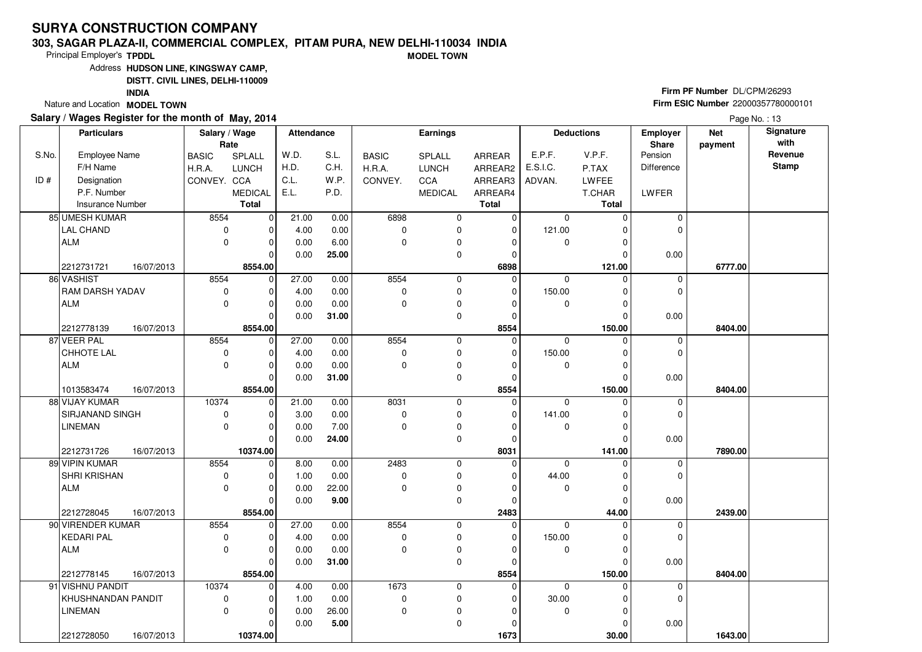# SURYA CONSTRUCTION COMPANY

**303, SAGAR PLAZA-II, COMMERCIAL COMPLEX, PITAM PURA, NEW DELHI-110034 INDIA**

Principal Employer's **TPDDL** **MODEL TOWN**

Address **HUDSON LINE, KINGSWAY CAMP, DISTT. CIVIL LINES, DELHI-110009 INDIA**

Nature and Location **MODEL TOWN**

**Firm PF Number** DL/CPM/26293
**Firm ESIC Number** 22000357780000101

**Salary / Wages Register for the month of May, 2014**

| S.No. / ID # | Employee Name / F/H Name / Designation / P.F. Number / Insurance Number | BASIC / H.R.A. / CONVEY. | SPLALL / LUNCH / CCA / MEDICAL / Total | W.D. / H.D. / C.L. / E.L. | S.L. / C.H. / W.P. / P.D. | BASIC / H.R.A. / CONVEY. | SPLALL / LUNCH / CCA / MEDICAL | ARREAR / ARREAR2 / ARREAR3 / ARREAR4 / Total | E.P.F. / E.S.I.C. / ADVAN. | V.P.F. / P.TAX / LWFEE / T.CHAR / Total | Employer Share Pension / Difference / LWFER | Net payment | Signature with Revenue Stamp |
|---|---|---|---|---|---|---|---|---|---|---|---|---|---|
| 85 | UMESH KUMAR<br>LAL CHAND<br>ALM<br><br>2212731721 16/07/2013 | 8554<br>0<br>0 | 0<br>0<br>0<br>0<br>**8554.00** | 21.00<br>4.00<br>0.00<br>0.00 | 0.00<br>0.00<br>6.00<br>**25.00** | 6898<br>0<br>0 | 0<br>0<br>0<br>0 | 0<br>0<br>0<br>0<br>**6898** | 0<br>121.00<br>0 | 0<br>0<br>0<br>0<br>**121.00** | 0<br>0<br><br>0.00 | **6777.00** | |
| 86 | VASHIST<br>RAM DARSH YADAV<br>ALM<br><br>2212778139 16/07/2013 | 8554<br>0<br>0 | 0<br>0<br>0<br>0<br>**8554.00** | 27.00<br>4.00<br>0.00<br>0.00 | 0.00<br>0.00<br>0.00<br>**31.00** | 8554<br>0<br>0 | 0<br>0<br>0<br>0 | 0<br>0<br>0<br>0<br>**8554** | 0<br>150.00<br>0 | 0<br>0<br>0<br>0<br>**150.00** | 0<br>0<br><br>0.00 | **8404.00** | |
| 87 | VEER PAL<br>CHHOTE LAL<br>ALM<br><br>1013583474 16/07/2013 | 8554<br>0<br>0 | 0<br>0<br>0<br>0<br>**8554.00** | 27.00<br>4.00<br>0.00<br>0.00 | 0.00<br>0.00<br>0.00<br>**31.00** | 8554<br>0<br>0 | 0<br>0<br>0<br>0 | 0<br>0<br>0<br>0<br>**8554** | 0<br>150.00<br>0 | 0<br>0<br>0<br>0<br>**150.00** | 0<br>0<br><br>0.00 | **8404.00** | |
| 88 | VIJAY KUMAR<br>SIRJANAND SINGH<br>LINEMAN<br><br>2212731726 16/07/2013 | 10374<br>0<br>0 | 0<br>0<br>0<br>0<br>**10374.00** | 21.00<br>3.00<br>0.00<br>0.00 | 0.00<br>0.00<br>7.00<br>**24.00** | 8031<br>0<br>0 | 0<br>0<br>0<br>0 | 0<br>0<br>0<br>0<br>**8031** | 0<br>141.00<br>0 | 0<br>0<br>0<br>0<br>**141.00** | 0<br>0<br><br>0.00 | **7890.00** | |
| 89 | VIPIN KUMAR<br>SHRI KRISHAN<br>ALM<br><br>2212728045 16/07/2013 | 8554<br>0<br>0 | 0<br>0<br>0<br>0<br>**8554.00** | 8.00<br>1.00<br>0.00<br>0.00 | 0.00<br>0.00<br>22.00<br>**9.00** | 2483<br>0<br>0 | 0<br>0<br>0<br>0 | 0<br>0<br>0<br>0<br>**2483** | 0<br>44.00<br>0 | 0<br>0<br>0<br>0<br>**44.00** | 0<br>0<br><br>0.00 | **2439.00** | |
| 90 | VIRENDER KUMAR<br>KEDARI PAL<br>ALM<br><br>2212778145 16/07/2013 | 8554<br>0<br>0 | 0<br>0<br>0<br>0<br>**8554.00** | 27.00<br>4.00<br>0.00<br>0.00 | 0.00<br>0.00<br>0.00<br>**31.00** | 8554<br>0<br>0 | 0<br>0<br>0<br>0 | 0<br>0<br>0<br>0<br>**8554** | 0<br>150.00<br>0 | 0<br>0<br>0<br>0<br>**150.00** | 0<br>0<br><br>0.00 | **8404.00** | |
| 91 | VISHNU PANDIT<br>KHUSHNANDAN PANDIT<br>LINEMAN<br><br>2212728050 16/07/2013 | 10374<br>0<br>0 | 0<br>0<br>0<br>0<br>**10374.00** | 4.00<br>1.00<br>0.00<br>0.00 | 0.00<br>0.00<br>26.00<br>**5.00** | 1673<br>0<br>0 | 0<br>0<br>0<br>0 | 0<br>0<br>0<br>0<br>**1673** | 0<br>30.00<br>0 | 0<br>0<br>0<br>0<br>**30.00** | 0<br>0<br><br>0.00 | **1643.00** | |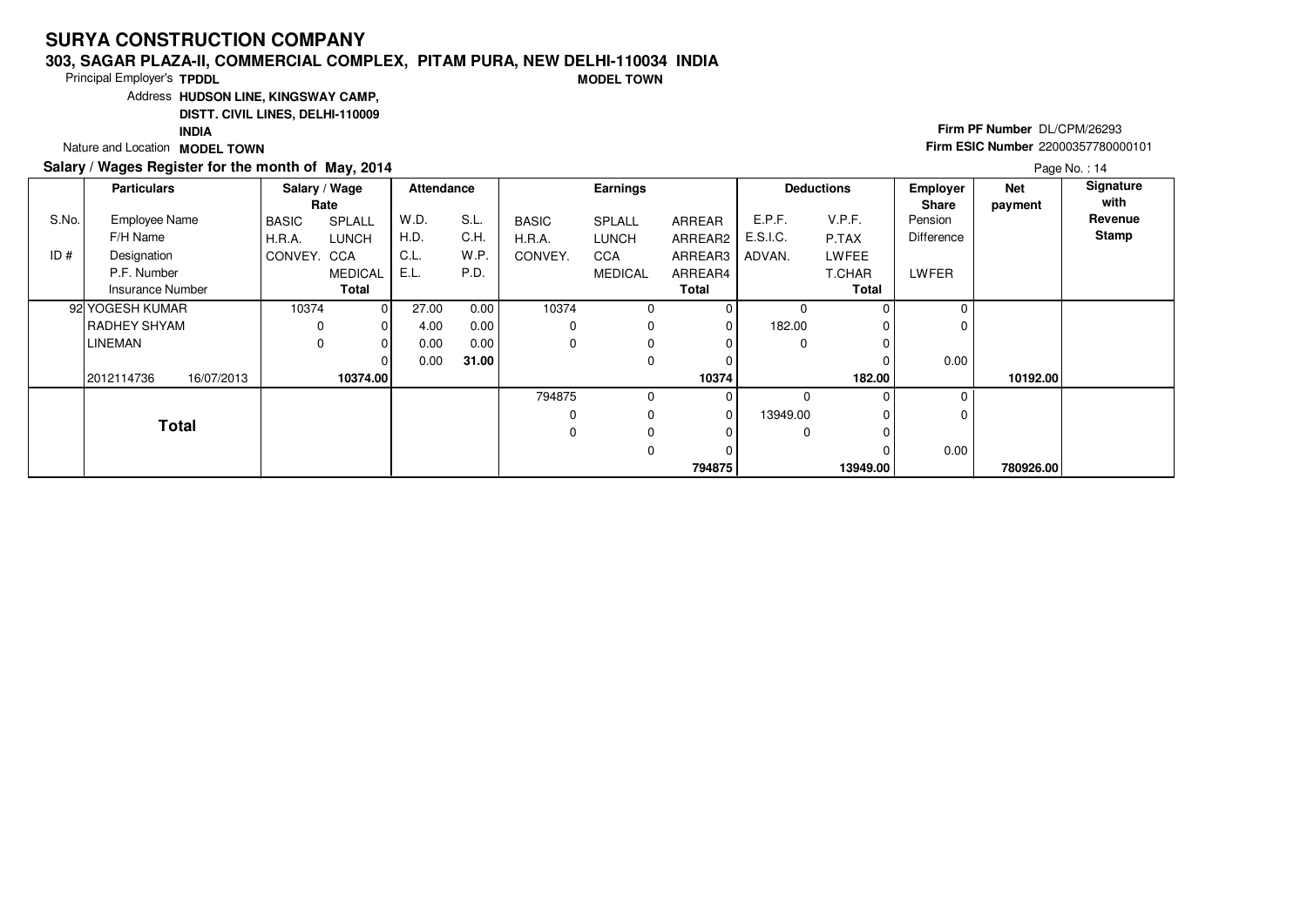# SURYA CONSTRUCTION COMPANY

**303, SAGAR PLAZA-II, COMMERCIAL COMPLEX, PITAM PURA, NEW DELHI-110034 INDIA**

Principal Employer's **TPDDL** **MODEL TOWN**

Address **HUDSON LINE, KINGSWAY CAMP,**
**DISTT. CIVIL LINES, DELHI-110009**
**INDIA**

Nature and Location **MODEL TOWN**

**Firm PF Number** DL/CPM/26293
**Firm ESIC Number** 22000357780000101

**Salary / Wages Register for the month of May, 2014**

| S.No. / ID # | Particulars: Employee Name / F/H Name / Designation / P.F. Number / Insurance Number | Salary / Wage Rate: BASIC / H.R.A. / CONVEY. | SPLALL / LUNCH / CCA / MEDICAL / Total | Attendance: W.D. / H.D. / C.L. / E.L. | S.L. / C.H. / W.P. / P.D. | Earnings: BASIC / H.R.A. / CONVEY. | SPLALL / LUNCH / CCA / MEDICAL | ARREAR / ARREAR2 / ARREAR3 / ARREAR4 / Total | Deductions: E.P.F. / E.S.I.C. / ADVAN. | V.P.F. / P.TAX / LWFEE / T.CHAR / Total | Employer Share: Pension / Difference / LWFER | Net payment | Signature with Revenue Stamp |
|---|---|---|---|---|---|---|---|---|---|---|---|---|---|
| 92 | YOGESH KUMAR | 10374 | 0 | 27.00 | 0.00 | 10374 | 0 | 0 | 0 | 0 | 0 | | |
| | RADHEY SHYAM | 0 | 0 | 4.00 | 0.00 | 0 | 0 | 0 | 182.00 | 0 | 0 | | |
| | LINEMAN | 0 | 0 | 0.00 | 0.00 | 0 | 0 | 0 | 0 | 0 | | | |
| | | | 0 | 0.00 | **31.00** | | 0 | 0 | | 0 | 0.00 | | |
| | 2012114736 16/07/2013 | | **10374.00** | | | | | **10374** | | **182.00** | | **10192.00** | |
| | **Total** | | | | | 794875 | 0 | 0 | 0 | 0 | 0 | | |
| | | | | | | 0 | 0 | 0 | 13949.00 | 0 | 0 | | |
| | | | | | | 0 | 0 | 0 | 0 | 0 | | | |
| | | | | | | | 0 | 0 | | 0 | 0.00 | | |
| | | | | | | | | **794875** | | **13949.00** | | **780926.00** | |